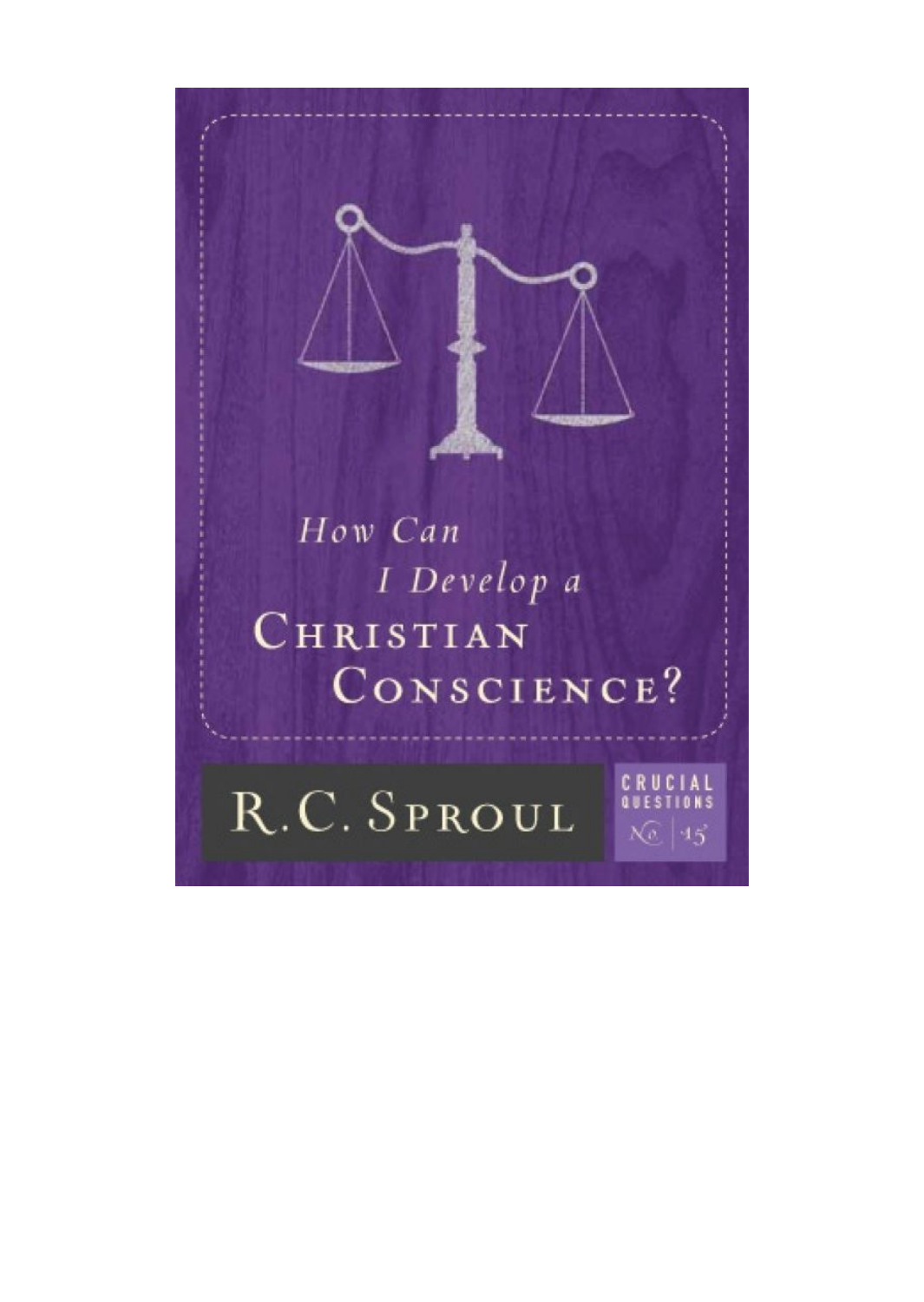# How Can I Develop a Christian Conscience?

## R.C. Sproul

Crucial Questions No. 15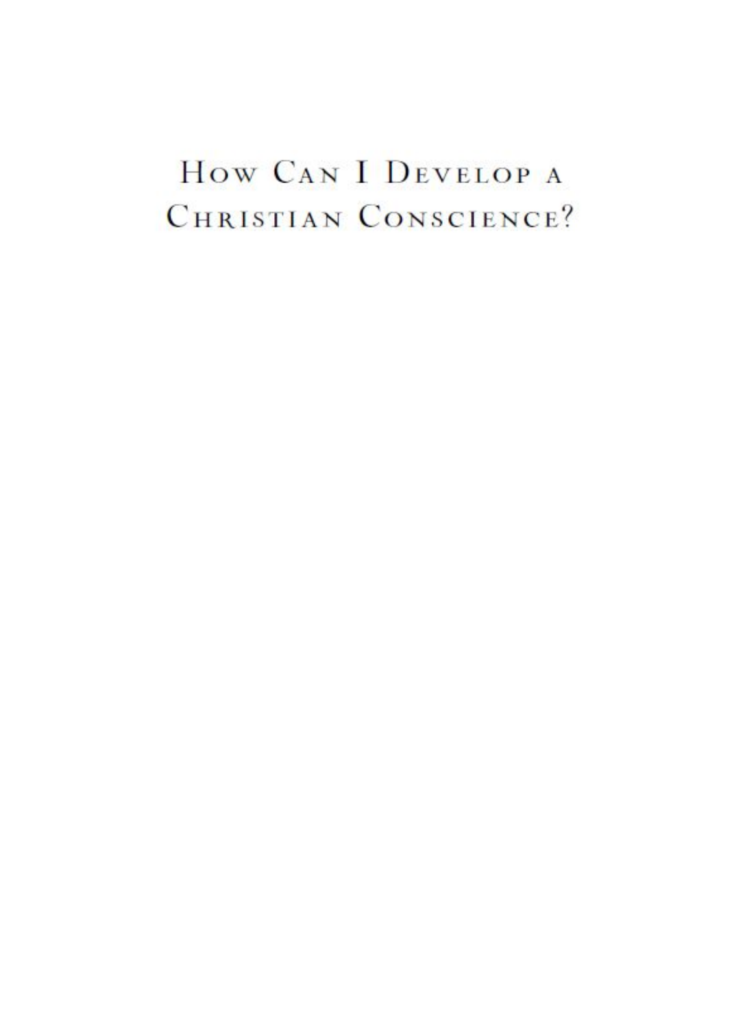# How Can I Develop a Christian Conscience?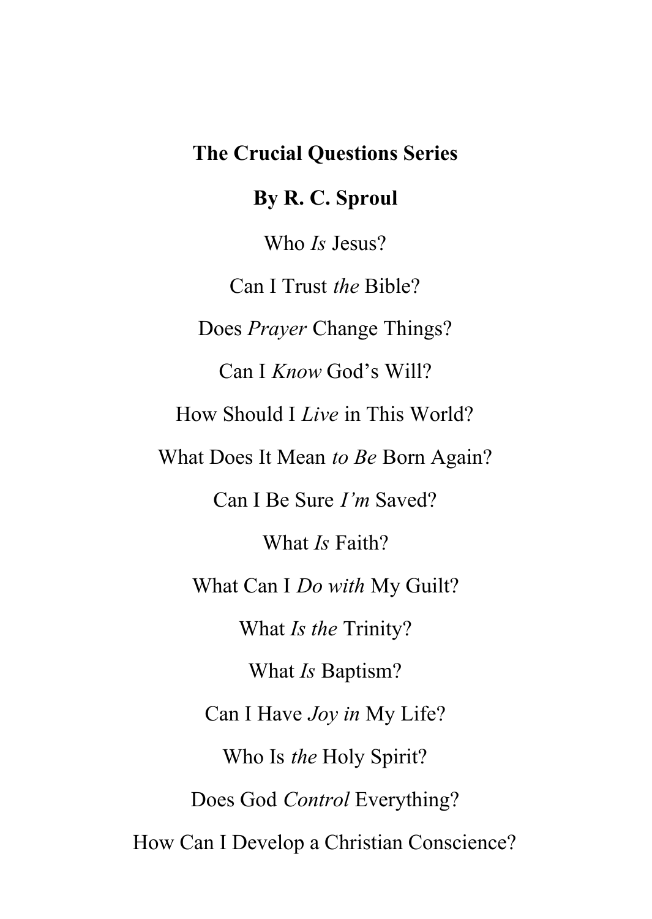**The Crucial Questions Series**

**By R. C. Sproul**

Who *Is* Jesus?

Can I Trust *the* Bible?

Does *Prayer* Change Things?

Can I *Know* God's Will?

How Should I *Live* in This World?

What Does It Mean *to Be* Born Again?

Can I Be Sure *I'm* Saved?

What *Is* Faith?

What Can I *Do with* My Guilt?

What *Is the* Trinity?

What *Is* Baptism?

Can I Have *Joy in* My Life?

Who Is *the* Holy Spirit?

Does God *Control* Everything?

How Can I Develop a Christian Conscience?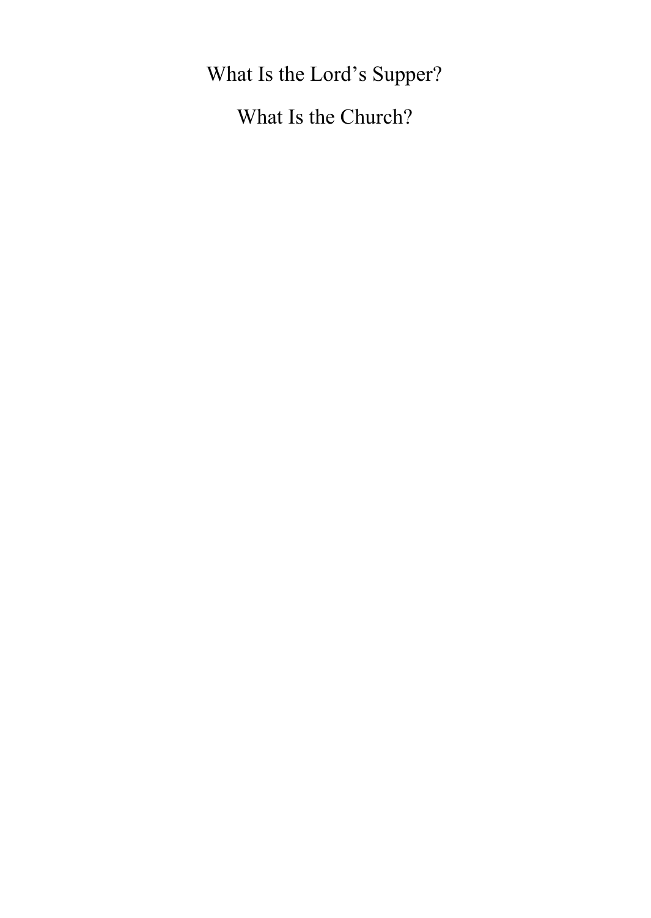What Is the Lord's Supper?

What Is the Church?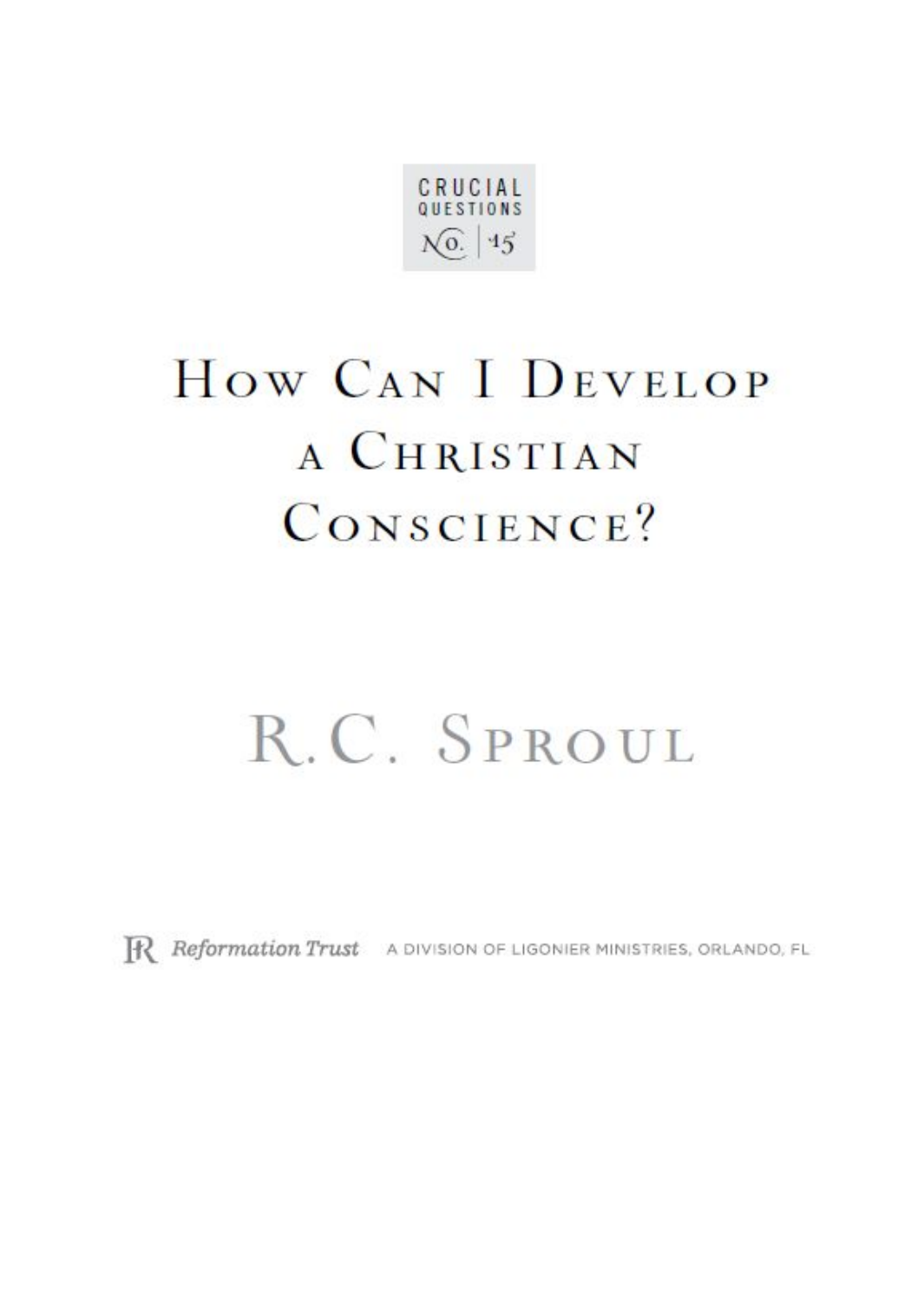CRUCIAL QUESTIONS

No. 15

# How Can I Develop a Christian Conscience?

## R.C. Sproul

Reformation Trust A DIVISION OF LIGONIER MINISTRIES, ORLANDO, FL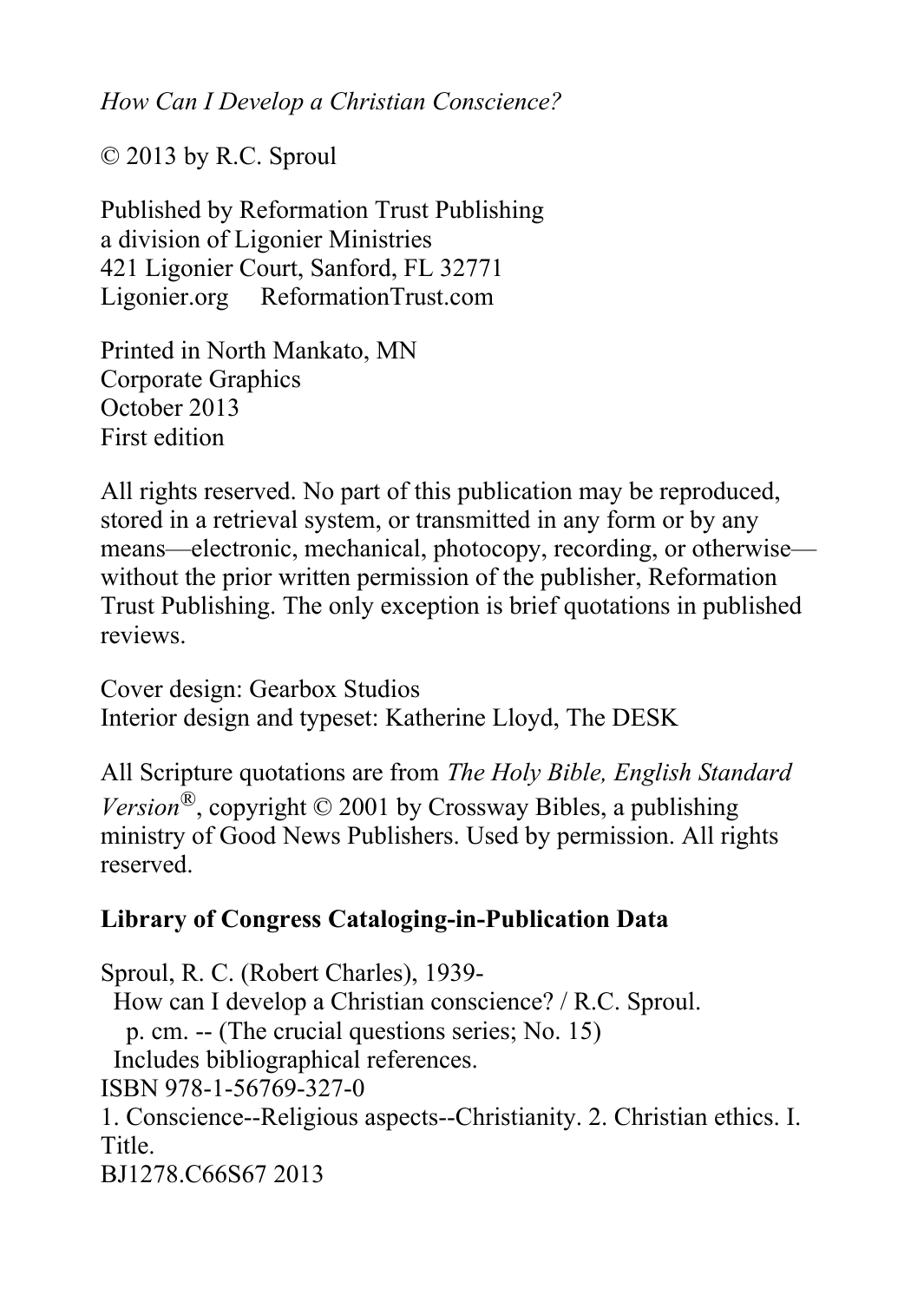*How Can I Develop a Christian Conscience?*

© 2013 by R.C. Sproul

Published by Reformation Trust Publishing
a division of Ligonier Ministries
421 Ligonier Court, Sanford, FL 32771
Ligonier.org  ReformationTrust.com

Printed in North Mankato, MN
Corporate Graphics
October 2013
First edition

All rights reserved. No part of this publication may be reproduced, stored in a retrieval system, or transmitted in any form or by any means—electronic, mechanical, photocopy, recording, or otherwise—without the prior written permission of the publisher, Reformation Trust Publishing. The only exception is brief quotations in published reviews.

Cover design: Gearbox Studios
Interior design and typeset: Katherine Lloyd, The DESK

All Scripture quotations are from *The Holy Bible, English Standard Version*®, copyright © 2001 by Crossway Bibles, a publishing ministry of Good News Publishers. Used by permission. All rights reserved.

**Library of Congress Cataloging-in-Publication Data**

Sproul, R. C. (Robert Charles), 1939-
How can I develop a Christian conscience? / R.C. Sproul.
p. cm. -- (The crucial questions series; No. 15)
Includes bibliographical references.
ISBN 978-1-56769-327-0
1. Conscience--Religious aspects--Christianity. 2. Christian ethics. I. Title.
BJ1278.C66S67 2013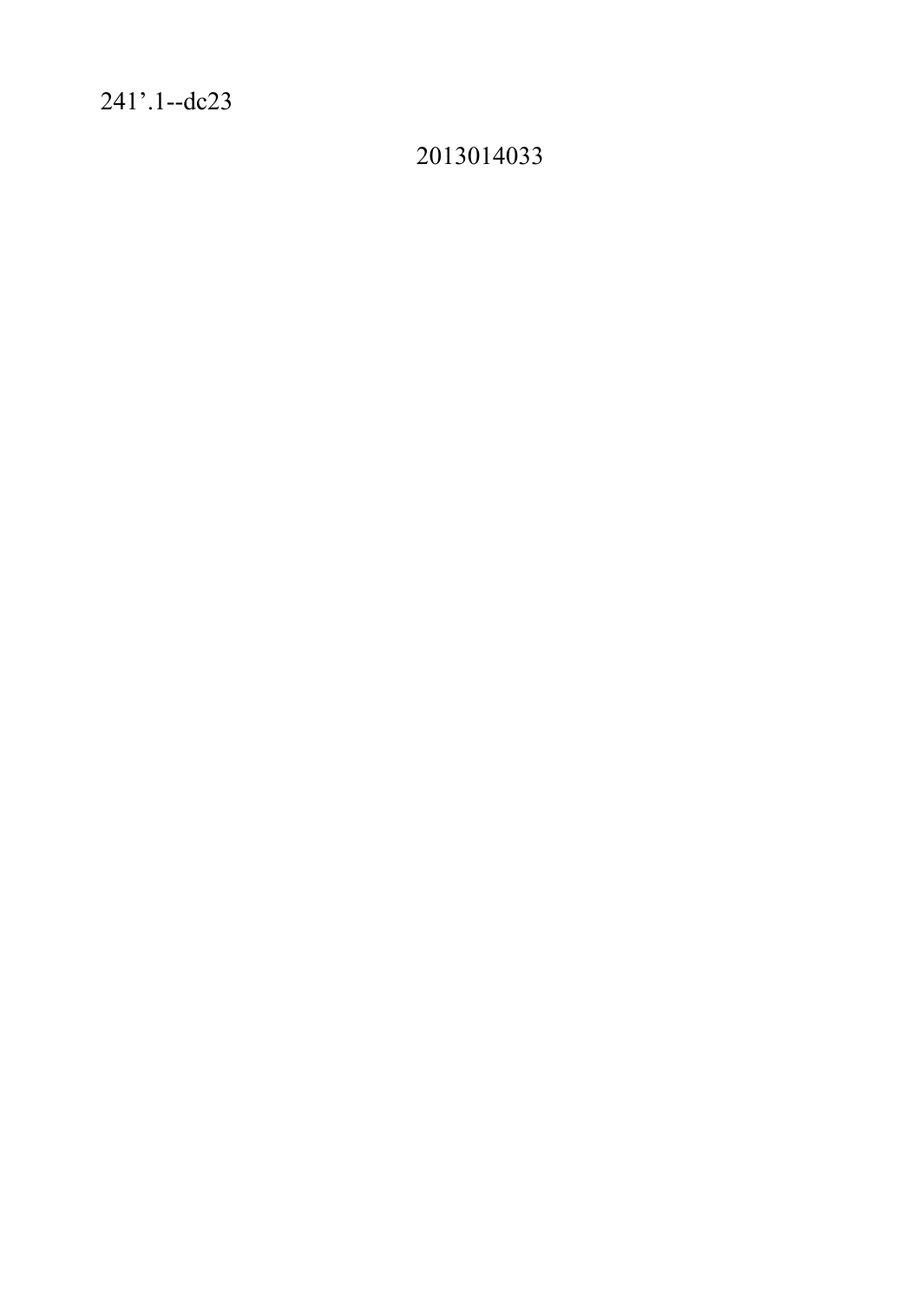241’.1--dc23

2013014033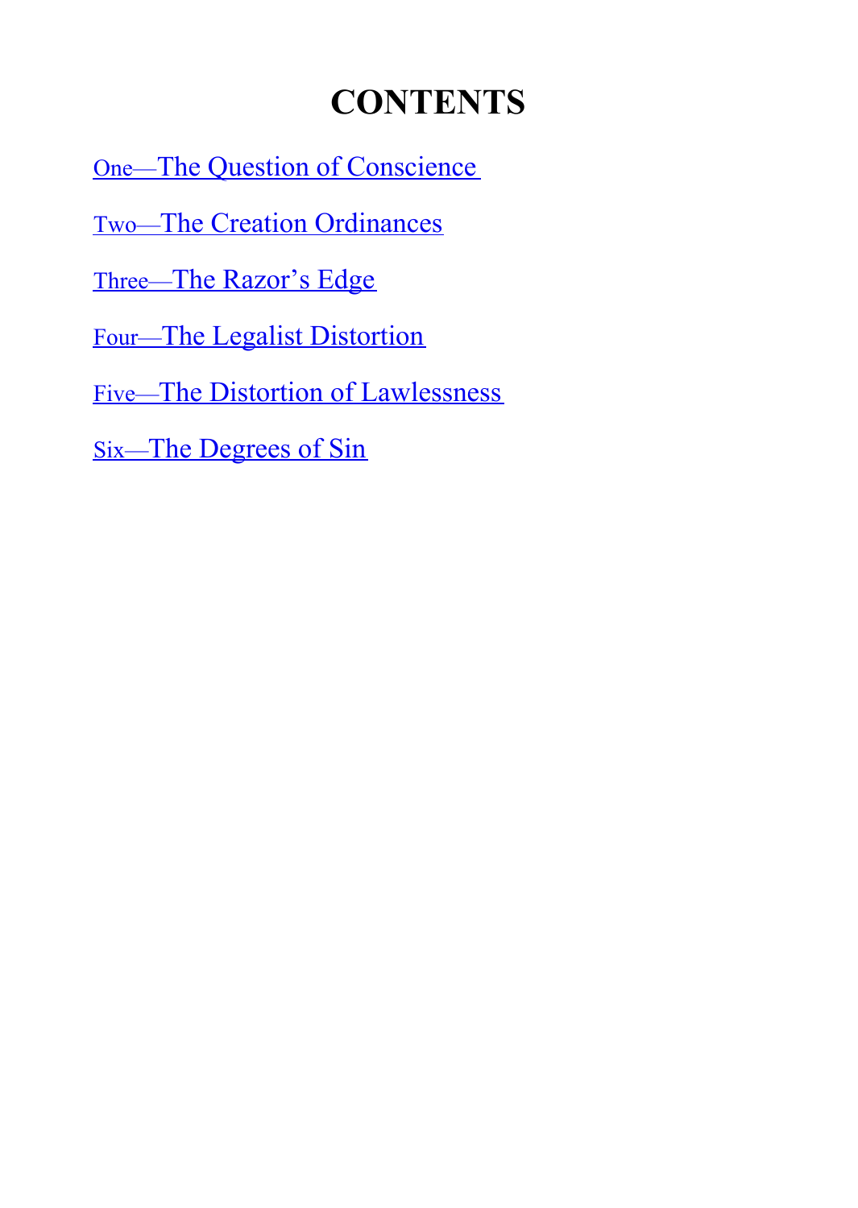# CONTENTS

One—The Question of Conscience

Two—The Creation Ordinances

Three—The Razor's Edge

Four—The Legalist Distortion

Five—The Distortion of Lawlessness

Six—The Degrees of Sin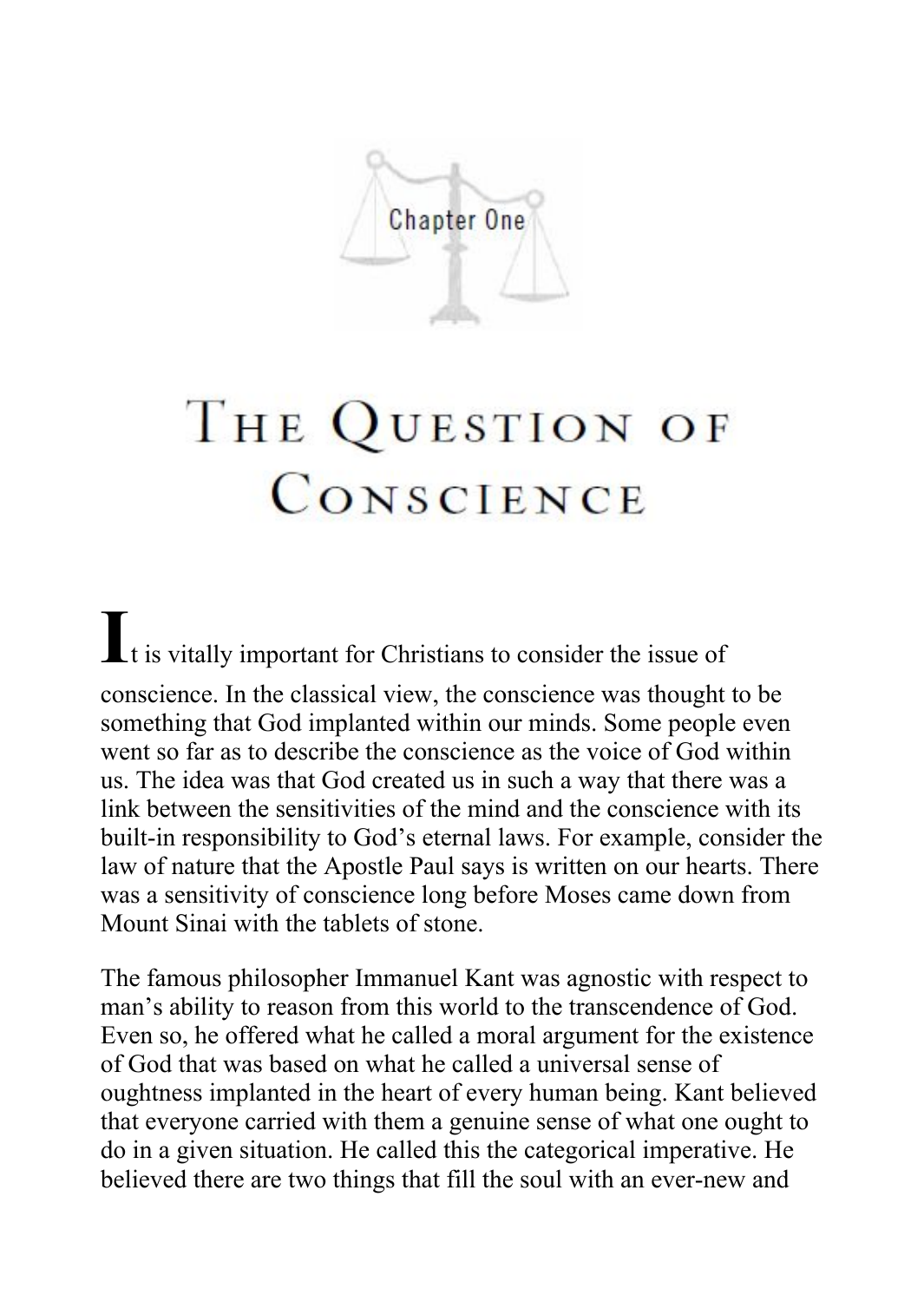Chapter One

# The Question of Conscience

It is vitally important for Christians to consider the issue of conscience. In the classical view, the conscience was thought to be something that God implanted within our minds. Some people even went so far as to describe the conscience as the voice of God within us. The idea was that God created us in such a way that there was a link between the sensitivities of the mind and the conscience with its built-in responsibility to God's eternal laws. For example, consider the law of nature that the Apostle Paul says is written on our hearts. There was a sensitivity of conscience long before Moses came down from Mount Sinai with the tablets of stone.

The famous philosopher Immanuel Kant was agnostic with respect to man's ability to reason from this world to the transcendence of God. Even so, he offered what he called a moral argument for the existence of God that was based on what he called a universal sense of oughtness implanted in the heart of every human being. Kant believed that everyone carried with them a genuine sense of what one ought to do in a given situation. He called this the categorical imperative. He believed there are two things that fill the soul with an ever-new and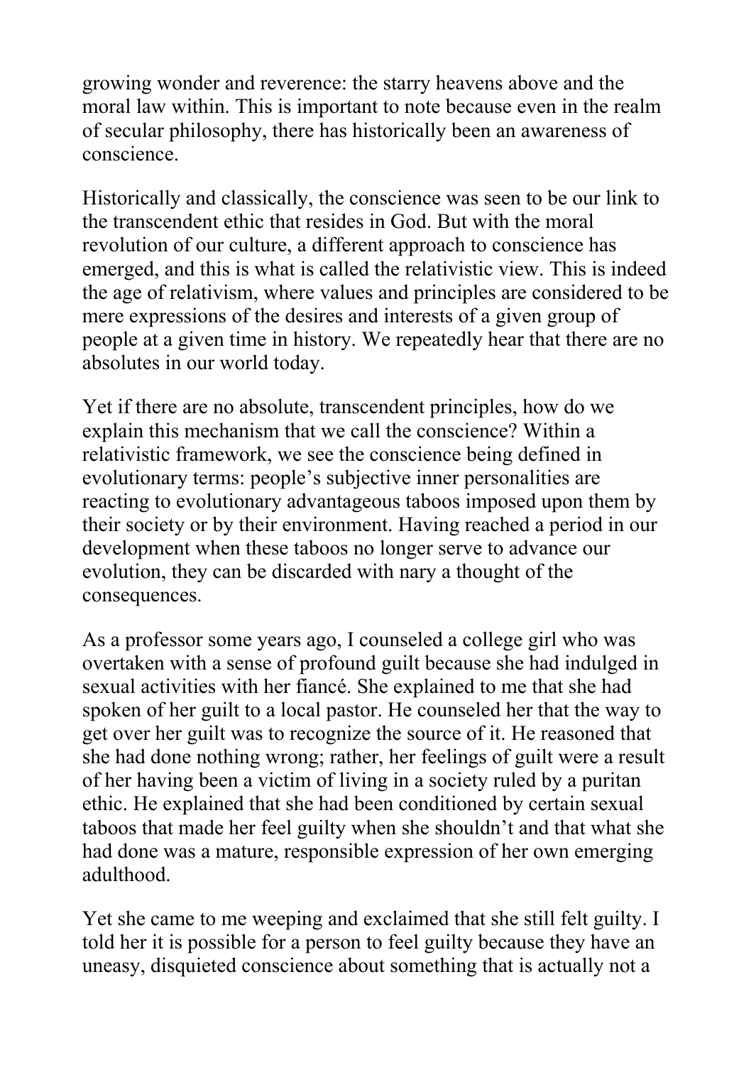growing wonder and reverence: the starry heavens above and the moral law within. This is important to note because even in the realm of secular philosophy, there has historically been an awareness of conscience.

Historically and classically, the conscience was seen to be our link to the transcendent ethic that resides in God. But with the moral revolution of our culture, a different approach to conscience has emerged, and this is what is called the relativistic view. This is indeed the age of relativism, where values and principles are considered to be mere expressions of the desires and interests of a given group of people at a given time in history. We repeatedly hear that there are no absolutes in our world today.

Yet if there are no absolute, transcendent principles, how do we explain this mechanism that we call the conscience? Within a relativistic framework, we see the conscience being defined in evolutionary terms: people's subjective inner personalities are reacting to evolutionary advantageous taboos imposed upon them by their society or by their environment. Having reached a period in our development when these taboos no longer serve to advance our evolution, they can be discarded with nary a thought of the consequences.

As a professor some years ago, I counseled a college girl who was overtaken with a sense of profound guilt because she had indulged in sexual activities with her fiancé. She explained to me that she had spoken of her guilt to a local pastor. He counseled her that the way to get over her guilt was to recognize the source of it. He reasoned that she had done nothing wrong; rather, her feelings of guilt were a result of her having been a victim of living in a society ruled by a puritan ethic. He explained that she had been conditioned by certain sexual taboos that made her feel guilty when she shouldn't and that what she had done was a mature, responsible expression of her own emerging adulthood.

Yet she came to me weeping and exclaimed that she still felt guilty. I told her it is possible for a person to feel guilty because they have an uneasy, disquieted conscience about something that is actually not a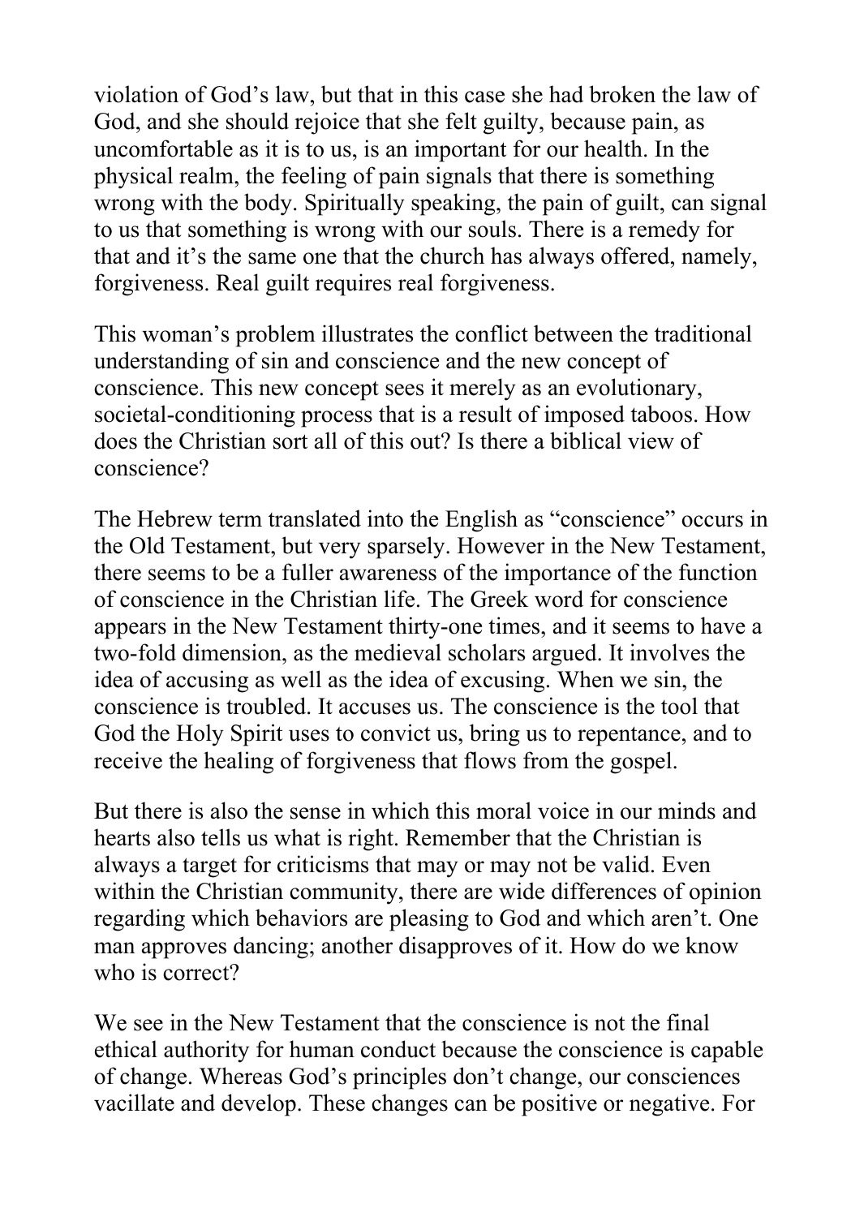violation of God's law, but that in this case she had broken the law of God, and she should rejoice that she felt guilty, because pain, as uncomfortable as it is to us, is an important for our health. In the physical realm, the feeling of pain signals that there is something wrong with the body. Spiritually speaking, the pain of guilt, can signal to us that something is wrong with our souls. There is a remedy for that and it's the same one that the church has always offered, namely, forgiveness. Real guilt requires real forgiveness.

This woman's problem illustrates the conflict between the traditional understanding of sin and conscience and the new concept of conscience. This new concept sees it merely as an evolutionary, societal-conditioning process that is a result of imposed taboos. How does the Christian sort all of this out? Is there a biblical view of conscience?

The Hebrew term translated into the English as "conscience" occurs in the Old Testament, but very sparsely. However in the New Testament, there seems to be a fuller awareness of the importance of the function of conscience in the Christian life. The Greek word for conscience appears in the New Testament thirty-one times, and it seems to have a two-fold dimension, as the medieval scholars argued. It involves the idea of accusing as well as the idea of excusing. When we sin, the conscience is troubled. It accuses us. The conscience is the tool that God the Holy Spirit uses to convict us, bring us to repentance, and to receive the healing of forgiveness that flows from the gospel.

But there is also the sense in which this moral voice in our minds and hearts also tells us what is right. Remember that the Christian is always a target for criticisms that may or may not be valid. Even within the Christian community, there are wide differences of opinion regarding which behaviors are pleasing to God and which aren't. One man approves dancing; another disapproves of it. How do we know who is correct?

We see in the New Testament that the conscience is not the final ethical authority for human conduct because the conscience is capable of change. Whereas God's principles don't change, our consciences vacillate and develop. These changes can be positive or negative. For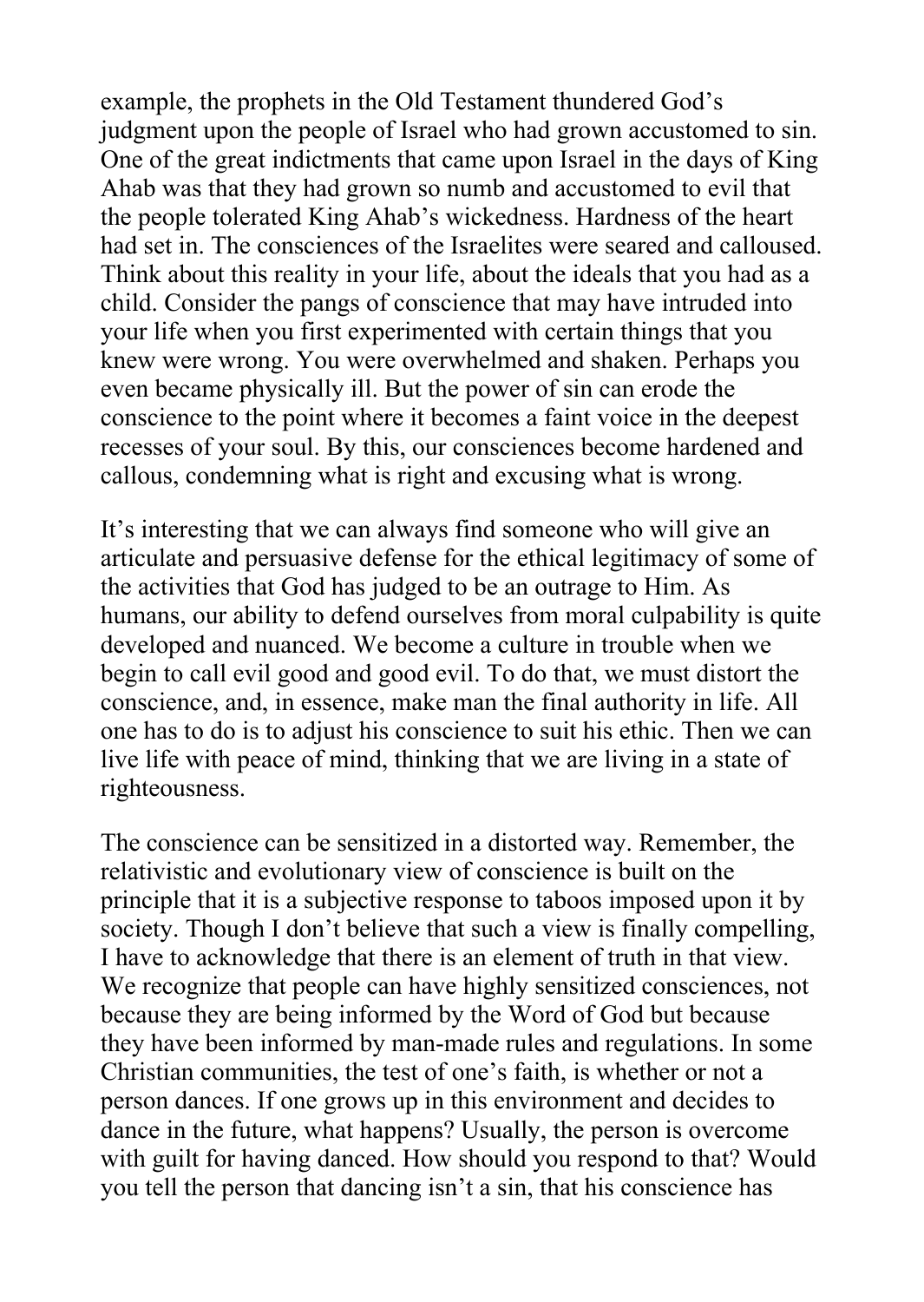example, the prophets in the Old Testament thundered God's judgment upon the people of Israel who had grown accustomed to sin. One of the great indictments that came upon Israel in the days of King Ahab was that they had grown so numb and accustomed to evil that the people tolerated King Ahab's wickedness. Hardness of the heart had set in. The consciences of the Israelites were seared and calloused. Think about this reality in your life, about the ideals that you had as a child. Consider the pangs of conscience that may have intruded into your life when you first experimented with certain things that you knew were wrong. You were overwhelmed and shaken. Perhaps you even became physically ill. But the power of sin can erode the conscience to the point where it becomes a faint voice in the deepest recesses of your soul. By this, our consciences become hardened and callous, condemning what is right and excusing what is wrong.

It's interesting that we can always find someone who will give an articulate and persuasive defense for the ethical legitimacy of some of the activities that God has judged to be an outrage to Him. As humans, our ability to defend ourselves from moral culpability is quite developed and nuanced. We become a culture in trouble when we begin to call evil good and good evil. To do that, we must distort the conscience, and, in essence, make man the final authority in life. All one has to do is to adjust his conscience to suit his ethic. Then we can live life with peace of mind, thinking that we are living in a state of righteousness.

The conscience can be sensitized in a distorted way. Remember, the relativistic and evolutionary view of conscience is built on the principle that it is a subjective response to taboos imposed upon it by society. Though I don't believe that such a view is finally compelling, I have to acknowledge that there is an element of truth in that view. We recognize that people can have highly sensitized consciences, not because they are being informed by the Word of God but because they have been informed by man-made rules and regulations. In some Christian communities, the test of one's faith, is whether or not a person dances. If one grows up in this environment and decides to dance in the future, what happens? Usually, the person is overcome with guilt for having danced. How should you respond to that? Would you tell the person that dancing isn't a sin, that his conscience has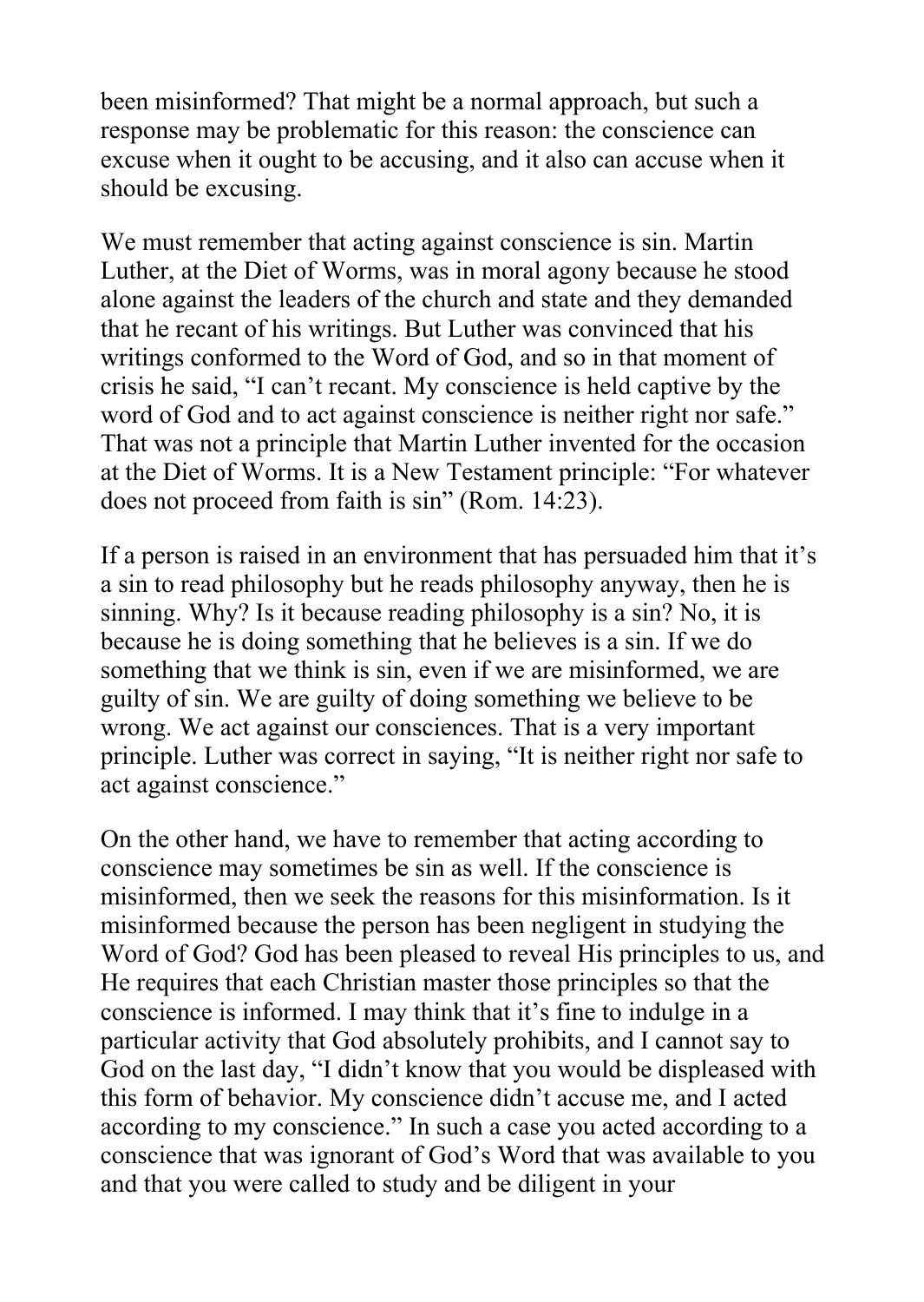been misinformed? That might be a normal approach, but such a response may be problematic for this reason: the conscience can excuse when it ought to be accusing, and it also can accuse when it should be excusing.

We must remember that acting against conscience is sin. Martin Luther, at the Diet of Worms, was in moral agony because he stood alone against the leaders of the church and state and they demanded that he recant of his writings. But Luther was convinced that his writings conformed to the Word of God, and so in that moment of crisis he said, "I can't recant. My conscience is held captive by the word of God and to act against conscience is neither right nor safe." That was not a principle that Martin Luther invented for the occasion at the Diet of Worms. It is a New Testament principle: "For whatever does not proceed from faith is sin" (Rom. 14:23).

If a person is raised in an environment that has persuaded him that it's a sin to read philosophy but he reads philosophy anyway, then he is sinning. Why? Is it because reading philosophy is a sin? No, it is because he is doing something that he believes is a sin. If we do something that we think is sin, even if we are misinformed, we are guilty of sin. We are guilty of doing something we believe to be wrong. We act against our consciences. That is a very important principle. Luther was correct in saying, "It is neither right nor safe to act against conscience."

On the other hand, we have to remember that acting according to conscience may sometimes be sin as well. If the conscience is misinformed, then we seek the reasons for this misinformation. Is it misinformed because the person has been negligent in studying the Word of God? God has been pleased to reveal His principles to us, and He requires that each Christian master those principles so that the conscience is informed. I may think that it's fine to indulge in a particular activity that God absolutely prohibits, and I cannot say to God on the last day, "I didn't know that you would be displeased with this form of behavior. My conscience didn't accuse me, and I acted according to my conscience." In such a case you acted according to a conscience that was ignorant of God's Word that was available to you and that you were called to study and be diligent in your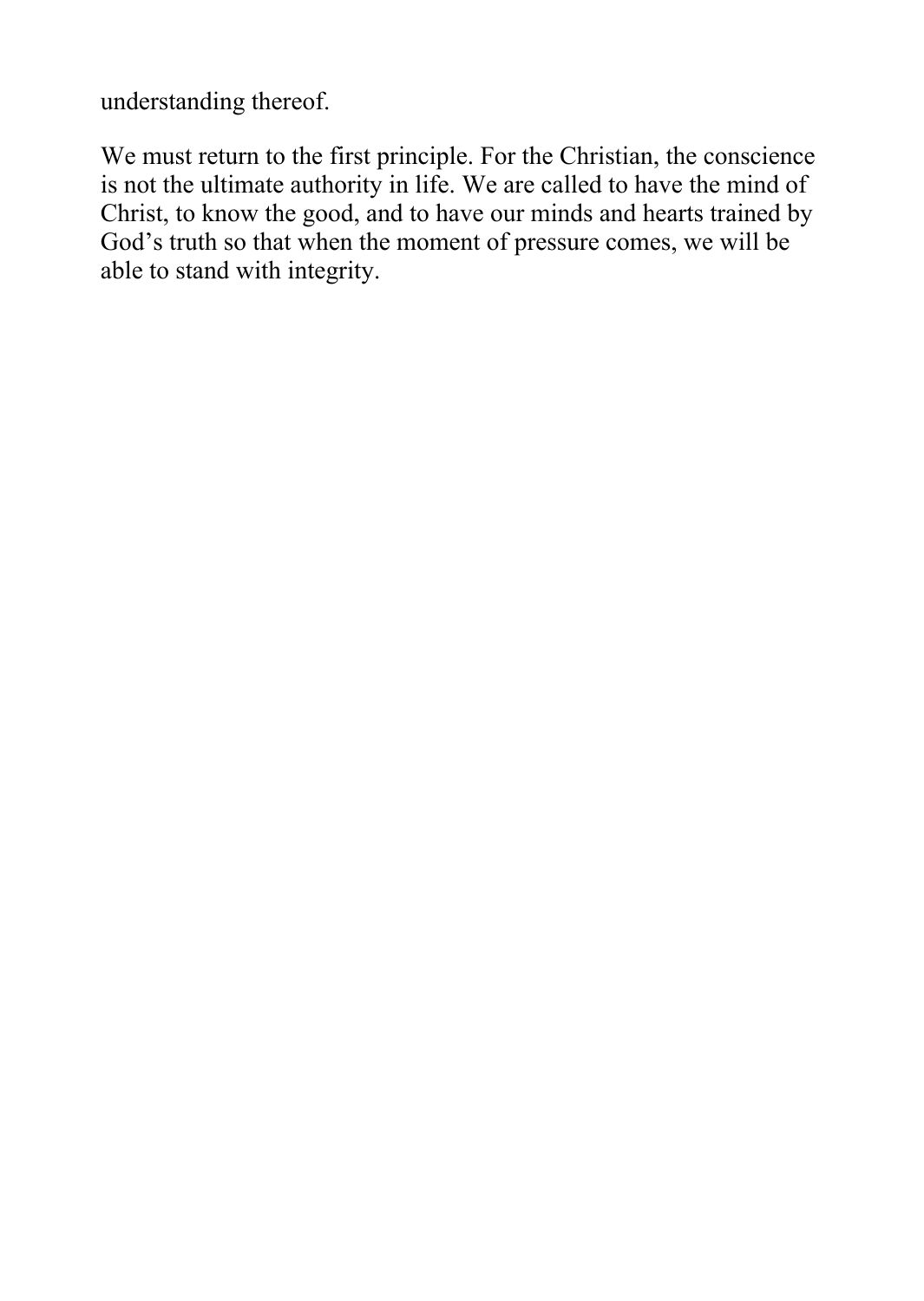understanding thereof.

We must return to the first principle. For the Christian, the conscience is not the ultimate authority in life. We are called to have the mind of Christ, to know the good, and to have our minds and hearts trained by God's truth so that when the moment of pressure comes, we will be able to stand with integrity.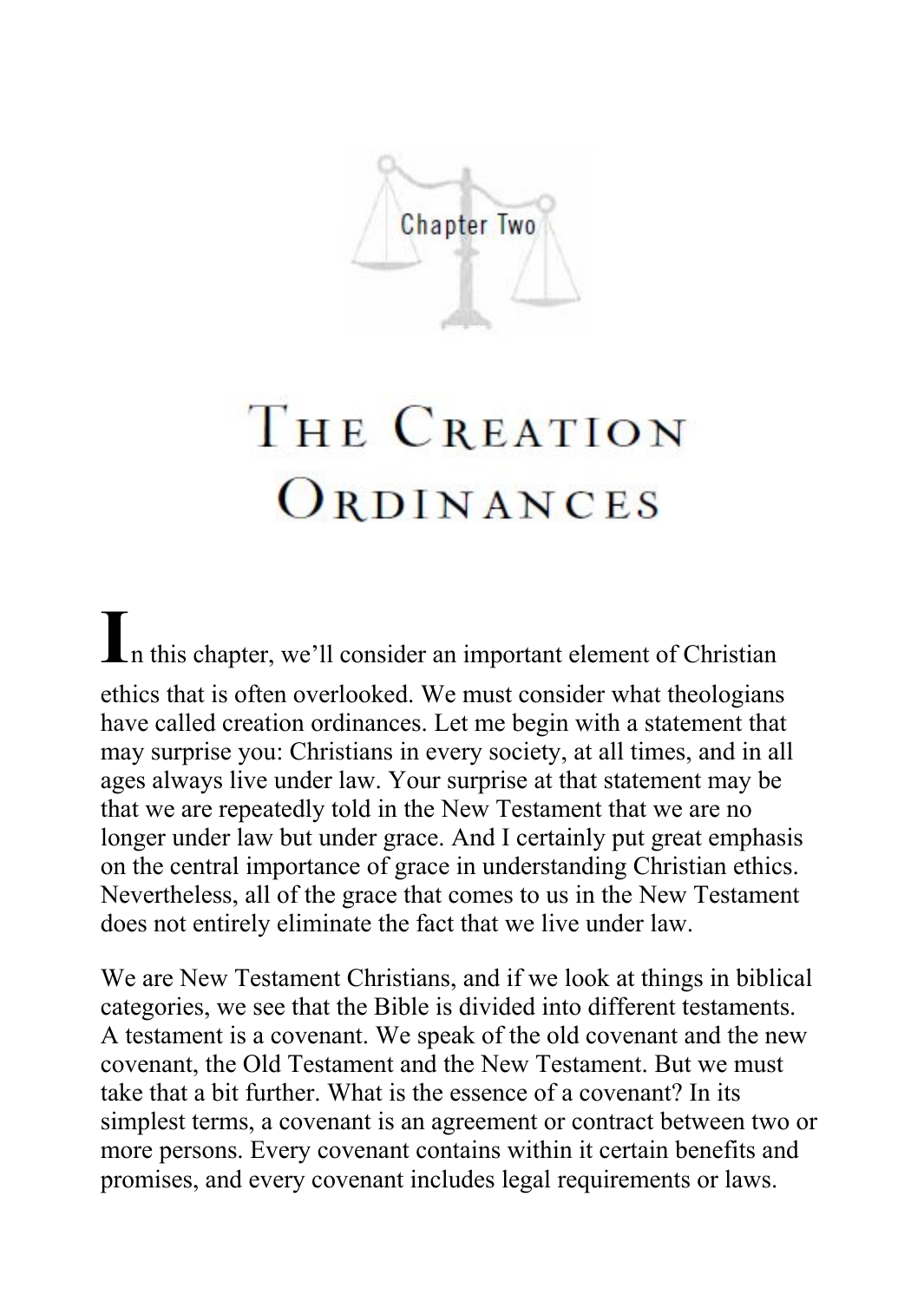Chapter Two

# The Creation Ordinances

In this chapter, we'll consider an important element of Christian ethics that is often overlooked. We must consider what theologians have called creation ordinances. Let me begin with a statement that may surprise you: Christians in every society, at all times, and in all ages always live under law. Your surprise at that statement may be that we are repeatedly told in the New Testament that we are no longer under law but under grace. And I certainly put great emphasis on the central importance of grace in understanding Christian ethics. Nevertheless, all of the grace that comes to us in the New Testament does not entirely eliminate the fact that we live under law.

We are New Testament Christians, and if we look at things in biblical categories, we see that the Bible is divided into different testaments. A testament is a covenant. We speak of the old covenant and the new covenant, the Old Testament and the New Testament. But we must take that a bit further. What is the essence of a covenant? In its simplest terms, a covenant is an agreement or contract between two or more persons. Every covenant contains within it certain benefits and promises, and every covenant includes legal requirements or laws.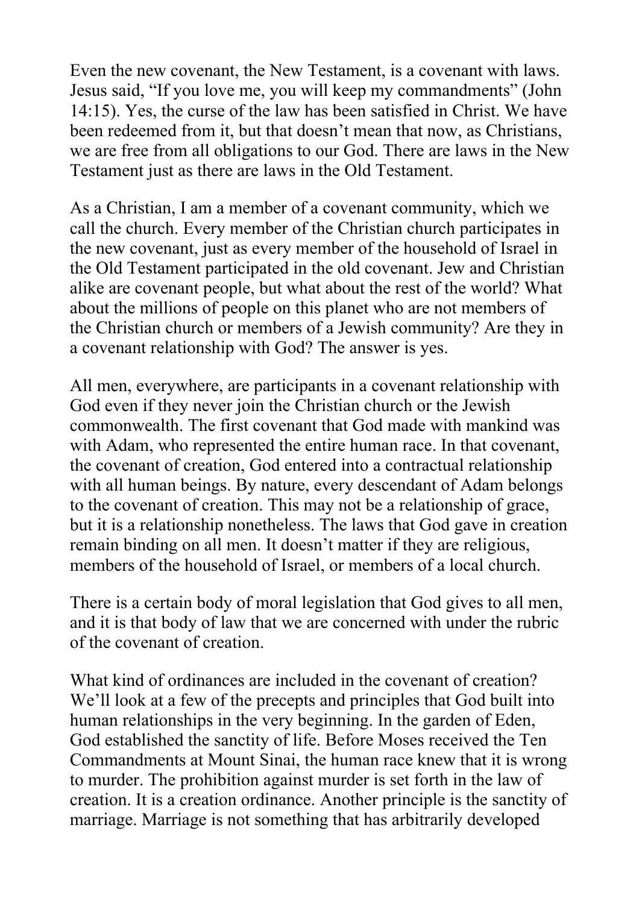Even the new covenant, the New Testament, is a covenant with laws. Jesus said, "If you love me, you will keep my commandments" (John 14:15). Yes, the curse of the law has been satisfied in Christ. We have been redeemed from it, but that doesn't mean that now, as Christians, we are free from all obligations to our God. There are laws in the New Testament just as there are laws in the Old Testament.

As a Christian, I am a member of a covenant community, which we call the church. Every member of the Christian church participates in the new covenant, just as every member of the household of Israel in the Old Testament participated in the old covenant. Jew and Christian alike are covenant people, but what about the rest of the world? What about the millions of people on this planet who are not members of the Christian church or members of a Jewish community? Are they in a covenant relationship with God? The answer is yes.

All men, everywhere, are participants in a covenant relationship with God even if they never join the Christian church or the Jewish commonwealth. The first covenant that God made with mankind was with Adam, who represented the entire human race. In that covenant, the covenant of creation, God entered into a contractual relationship with all human beings. By nature, every descendant of Adam belongs to the covenant of creation. This may not be a relationship of grace, but it is a relationship nonetheless. The laws that God gave in creation remain binding on all men. It doesn't matter if they are religious, members of the household of Israel, or members of a local church.

There is a certain body of moral legislation that God gives to all men, and it is that body of law that we are concerned with under the rubric of the covenant of creation.

What kind of ordinances are included in the covenant of creation? We'll look at a few of the precepts and principles that God built into human relationships in the very beginning. In the garden of Eden, God established the sanctity of life. Before Moses received the Ten Commandments at Mount Sinai, the human race knew that it is wrong to murder. The prohibition against murder is set forth in the law of creation. It is a creation ordinance. Another principle is the sanctity of marriage. Marriage is not something that has arbitrarily developed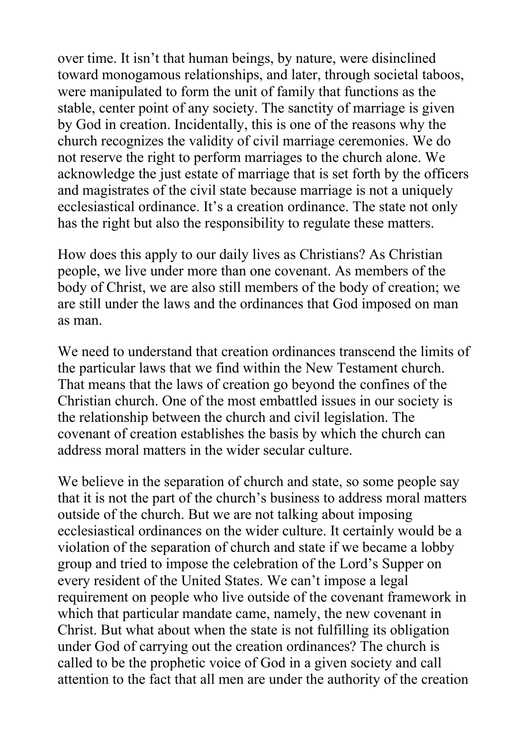over time. It isn't that human beings, by nature, were disinclined toward monogamous relationships, and later, through societal taboos, were manipulated to form the unit of family that functions as the stable, center point of any society. The sanctity of marriage is given by God in creation. Incidentally, this is one of the reasons why the church recognizes the validity of civil marriage ceremonies. We do not reserve the right to perform marriages to the church alone. We acknowledge the just estate of marriage that is set forth by the officers and magistrates of the civil state because marriage is not a uniquely ecclesiastical ordinance. It's a creation ordinance. The state not only has the right but also the responsibility to regulate these matters.

How does this apply to our daily lives as Christians? As Christian people, we live under more than one covenant. As members of the body of Christ, we are also still members of the body of creation; we are still under the laws and the ordinances that God imposed on man as man.

We need to understand that creation ordinances transcend the limits of the particular laws that we find within the New Testament church. That means that the laws of creation go beyond the confines of the Christian church. One of the most embattled issues in our society is the relationship between the church and civil legislation. The covenant of creation establishes the basis by which the church can address moral matters in the wider secular culture.

We believe in the separation of church and state, so some people say that it is not the part of the church's business to address moral matters outside of the church. But we are not talking about imposing ecclesiastical ordinances on the wider culture. It certainly would be a violation of the separation of church and state if we became a lobby group and tried to impose the celebration of the Lord's Supper on every resident of the United States. We can't impose a legal requirement on people who live outside of the covenant framework in which that particular mandate came, namely, the new covenant in Christ. But what about when the state is not fulfilling its obligation under God of carrying out the creation ordinances? The church is called to be the prophetic voice of God in a given society and call attention to the fact that all men are under the authority of the creation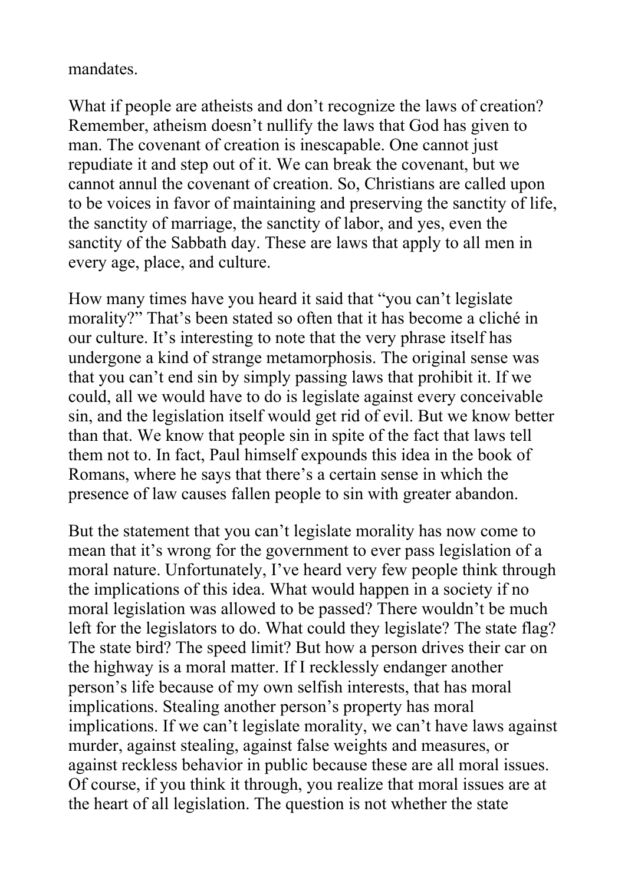mandates.

What if people are atheists and don't recognize the laws of creation? Remember, atheism doesn't nullify the laws that God has given to man. The covenant of creation is inescapable. One cannot just repudiate it and step out of it. We can break the covenant, but we cannot annul the covenant of creation. So, Christians are called upon to be voices in favor of maintaining and preserving the sanctity of life, the sanctity of marriage, the sanctity of labor, and yes, even the sanctity of the Sabbath day. These are laws that apply to all men in every age, place, and culture.

How many times have you heard it said that "you can't legislate morality?" That's been stated so often that it has become a cliché in our culture. It's interesting to note that the very phrase itself has undergone a kind of strange metamorphosis. The original sense was that you can't end sin by simply passing laws that prohibit it. If we could, all we would have to do is legislate against every conceivable sin, and the legislation itself would get rid of evil. But we know better than that. We know that people sin in spite of the fact that laws tell them not to. In fact, Paul himself expounds this idea in the book of Romans, where he says that there's a certain sense in which the presence of law causes fallen people to sin with greater abandon.

But the statement that you can't legislate morality has now come to mean that it's wrong for the government to ever pass legislation of a moral nature. Unfortunately, I've heard very few people think through the implications of this idea. What would happen in a society if no moral legislation was allowed to be passed? There wouldn't be much left for the legislators to do. What could they legislate? The state flag? The state bird? The speed limit? But how a person drives their car on the highway is a moral matter. If I recklessly endanger another person's life because of my own selfish interests, that has moral implications. Stealing another person's property has moral implications. If we can't legislate morality, we can't have laws against murder, against stealing, against false weights and measures, or against reckless behavior in public because these are all moral issues. Of course, if you think it through, you realize that moral issues are at the heart of all legislation. The question is not whether the state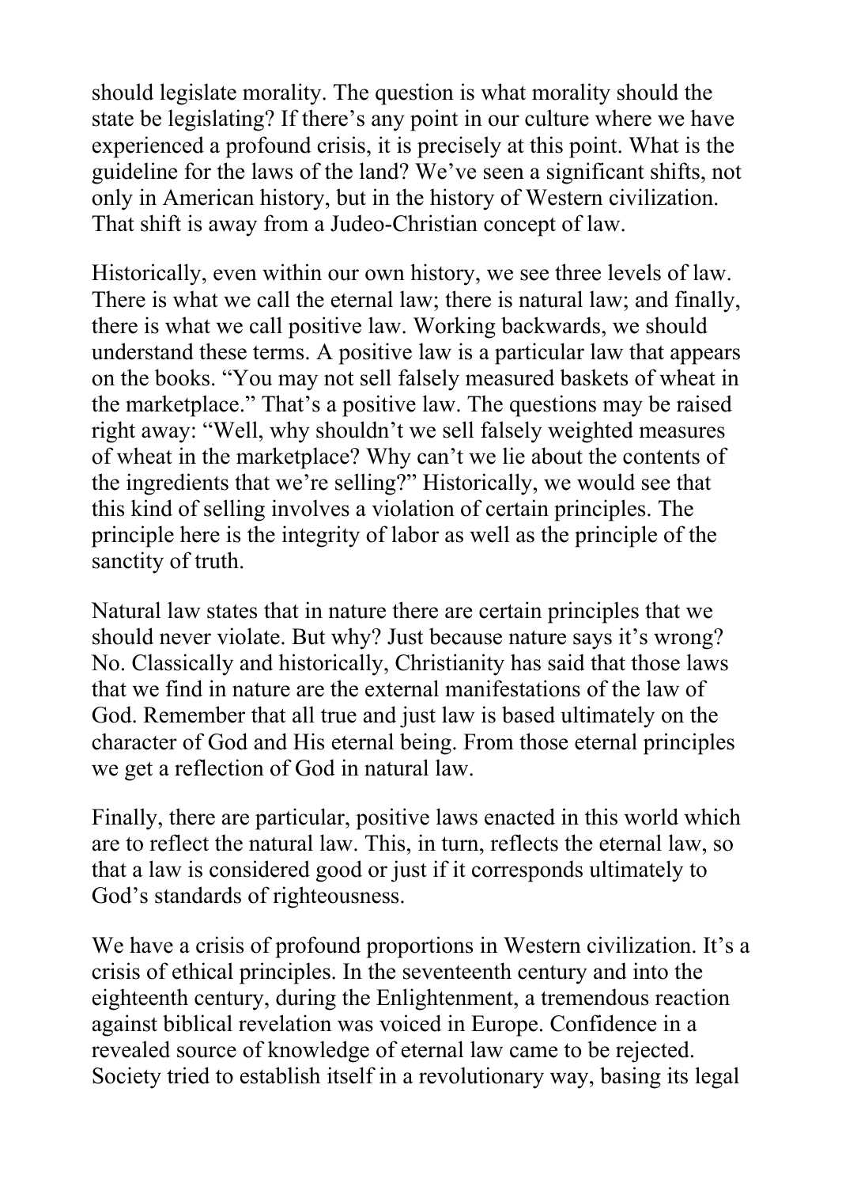should legislate morality. The question is what morality should the state be legislating? If there's any point in our culture where we have experienced a profound crisis, it is precisely at this point. What is the guideline for the laws of the land? We've seen a significant shifts, not only in American history, but in the history of Western civilization. That shift is away from a Judeo-Christian concept of law.

Historically, even within our own history, we see three levels of law. There is what we call the eternal law; there is natural law; and finally, there is what we call positive law. Working backwards, we should understand these terms. A positive law is a particular law that appears on the books. "You may not sell falsely measured baskets of wheat in the marketplace." That's a positive law. The questions may be raised right away: "Well, why shouldn't we sell falsely weighted measures of wheat in the marketplace? Why can't we lie about the contents of the ingredients that we're selling?" Historically, we would see that this kind of selling involves a violation of certain principles. The principle here is the integrity of labor as well as the principle of the sanctity of truth.

Natural law states that in nature there are certain principles that we should never violate. But why? Just because nature says it's wrong? No. Classically and historically, Christianity has said that those laws that we find in nature are the external manifestations of the law of God. Remember that all true and just law is based ultimately on the character of God and His eternal being. From those eternal principles we get a reflection of God in natural law.

Finally, there are particular, positive laws enacted in this world which are to reflect the natural law. This, in turn, reflects the eternal law, so that a law is considered good or just if it corresponds ultimately to God's standards of righteousness.

We have a crisis of profound proportions in Western civilization. It's a crisis of ethical principles. In the seventeenth century and into the eighteenth century, during the Enlightenment, a tremendous reaction against biblical revelation was voiced in Europe. Confidence in a revealed source of knowledge of eternal law came to be rejected. Society tried to establish itself in a revolutionary way, basing its legal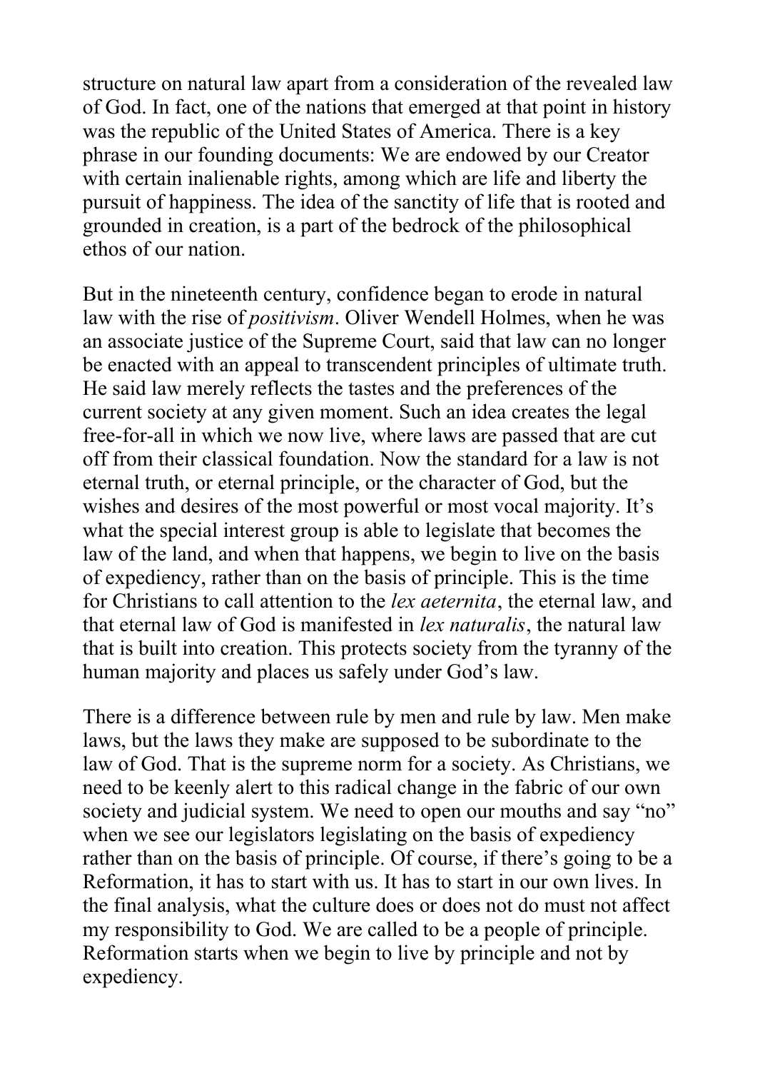structure on natural law apart from a consideration of the revealed law of God. In fact, one of the nations that emerged at that point in history was the republic of the United States of America. There is a key phrase in our founding documents: We are endowed by our Creator with certain inalienable rights, among which are life and liberty the pursuit of happiness. The idea of the sanctity of life that is rooted and grounded in creation, is a part of the bedrock of the philosophical ethos of our nation.

But in the nineteenth century, confidence began to erode in natural law with the rise of *positivism*. Oliver Wendell Holmes, when he was an associate justice of the Supreme Court, said that law can no longer be enacted with an appeal to transcendent principles of ultimate truth. He said law merely reflects the tastes and the preferences of the current society at any given moment. Such an idea creates the legal free-for-all in which we now live, where laws are passed that are cut off from their classical foundation. Now the standard for a law is not eternal truth, or eternal principle, or the character of God, but the wishes and desires of the most powerful or most vocal majority. It's what the special interest group is able to legislate that becomes the law of the land, and when that happens, we begin to live on the basis of expediency, rather than on the basis of principle. This is the time for Christians to call attention to the *lex aeternita*, the eternal law, and that eternal law of God is manifested in *lex naturalis*, the natural law that is built into creation. This protects society from the tyranny of the human majority and places us safely under God's law.

There is a difference between rule by men and rule by law. Men make laws, but the laws they make are supposed to be subordinate to the law of God. That is the supreme norm for a society. As Christians, we need to be keenly alert to this radical change in the fabric of our own society and judicial system. We need to open our mouths and say "no" when we see our legislators legislating on the basis of expediency rather than on the basis of principle. Of course, if there's going to be a Reformation, it has to start with us. It has to start in our own lives. In the final analysis, what the culture does or does not do must not affect my responsibility to God. We are called to be a people of principle. Reformation starts when we begin to live by principle and not by expediency.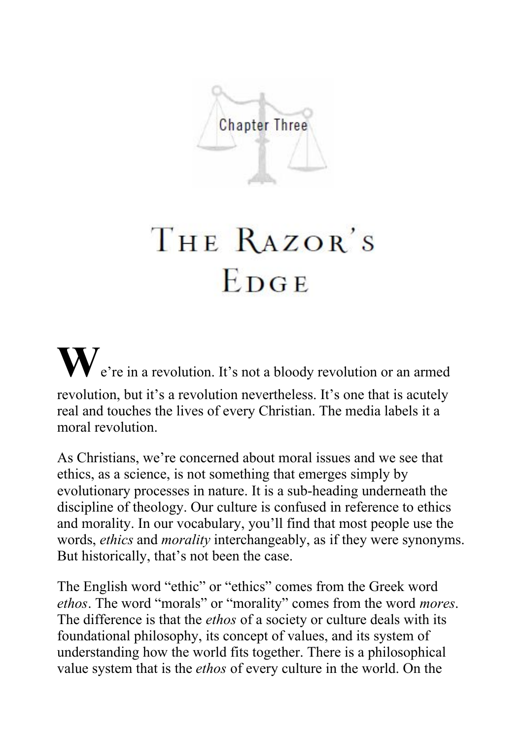Chapter Three

# The Razor's Edge

We're in a revolution. It's not a bloody revolution or an armed revolution, but it's a revolution nevertheless. It's one that is acutely real and touches the lives of every Christian. The media labels it a moral revolution.

As Christians, we're concerned about moral issues and we see that ethics, as a science, is not something that emerges simply by evolutionary processes in nature. It is a sub-heading underneath the discipline of theology. Our culture is confused in reference to ethics and morality. In our vocabulary, you'll find that most people use the words, *ethics* and *morality* interchangeably, as if they were synonyms. But historically, that's not been the case.

The English word "ethic" or "ethics" comes from the Greek word *ethos*. The word "morals" or "morality" comes from the word *mores*. The difference is that the *ethos* of a society or culture deals with its foundational philosophy, its concept of values, and its system of understanding how the world fits together. There is a philosophical value system that is the *ethos* of every culture in the world. On the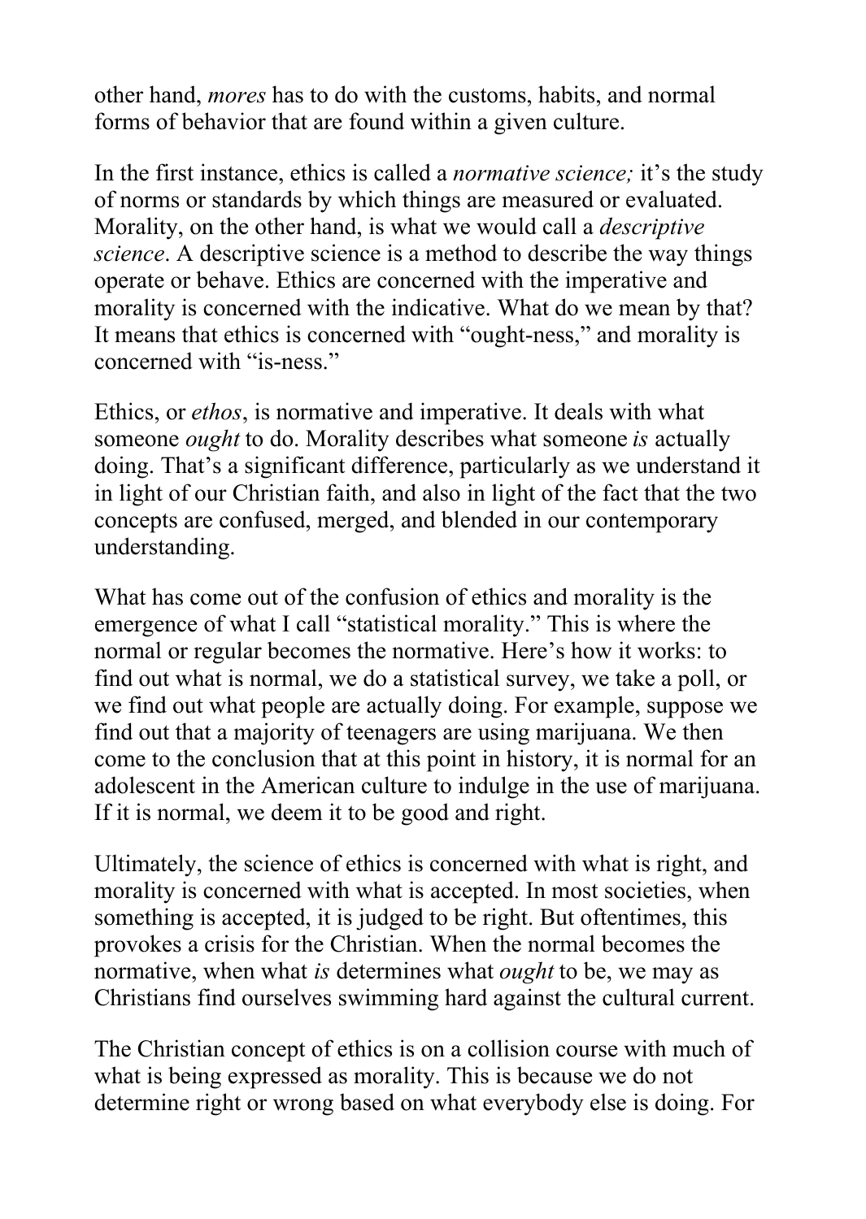other hand, *mores* has to do with the customs, habits, and normal forms of behavior that are found within a given culture.

In the first instance, ethics is called a *normative science;* it's the study of norms or standards by which things are measured or evaluated. Morality, on the other hand, is what we would call a *descriptive science*. A descriptive science is a method to describe the way things operate or behave. Ethics are concerned with the imperative and morality is concerned with the indicative. What do we mean by that? It means that ethics is concerned with "ought-ness," and morality is concerned with "is-ness."

Ethics, or *ethos*, is normative and imperative. It deals with what someone *ought* to do. Morality describes what someone *is* actually doing. That's a significant difference, particularly as we understand it in light of our Christian faith, and also in light of the fact that the two concepts are confused, merged, and blended in our contemporary understanding.

What has come out of the confusion of ethics and morality is the emergence of what I call "statistical morality." This is where the normal or regular becomes the normative. Here's how it works: to find out what is normal, we do a statistical survey, we take a poll, or we find out what people are actually doing. For example, suppose we find out that a majority of teenagers are using marijuana. We then come to the conclusion that at this point in history, it is normal for an adolescent in the American culture to indulge in the use of marijuana. If it is normal, we deem it to be good and right.

Ultimately, the science of ethics is concerned with what is right, and morality is concerned with what is accepted. In most societies, when something is accepted, it is judged to be right. But oftentimes, this provokes a crisis for the Christian. When the normal becomes the normative, when what *is* determines what *ought* to be, we may as Christians find ourselves swimming hard against the cultural current.

The Christian concept of ethics is on a collision course with much of what is being expressed as morality. This is because we do not determine right or wrong based on what everybody else is doing. For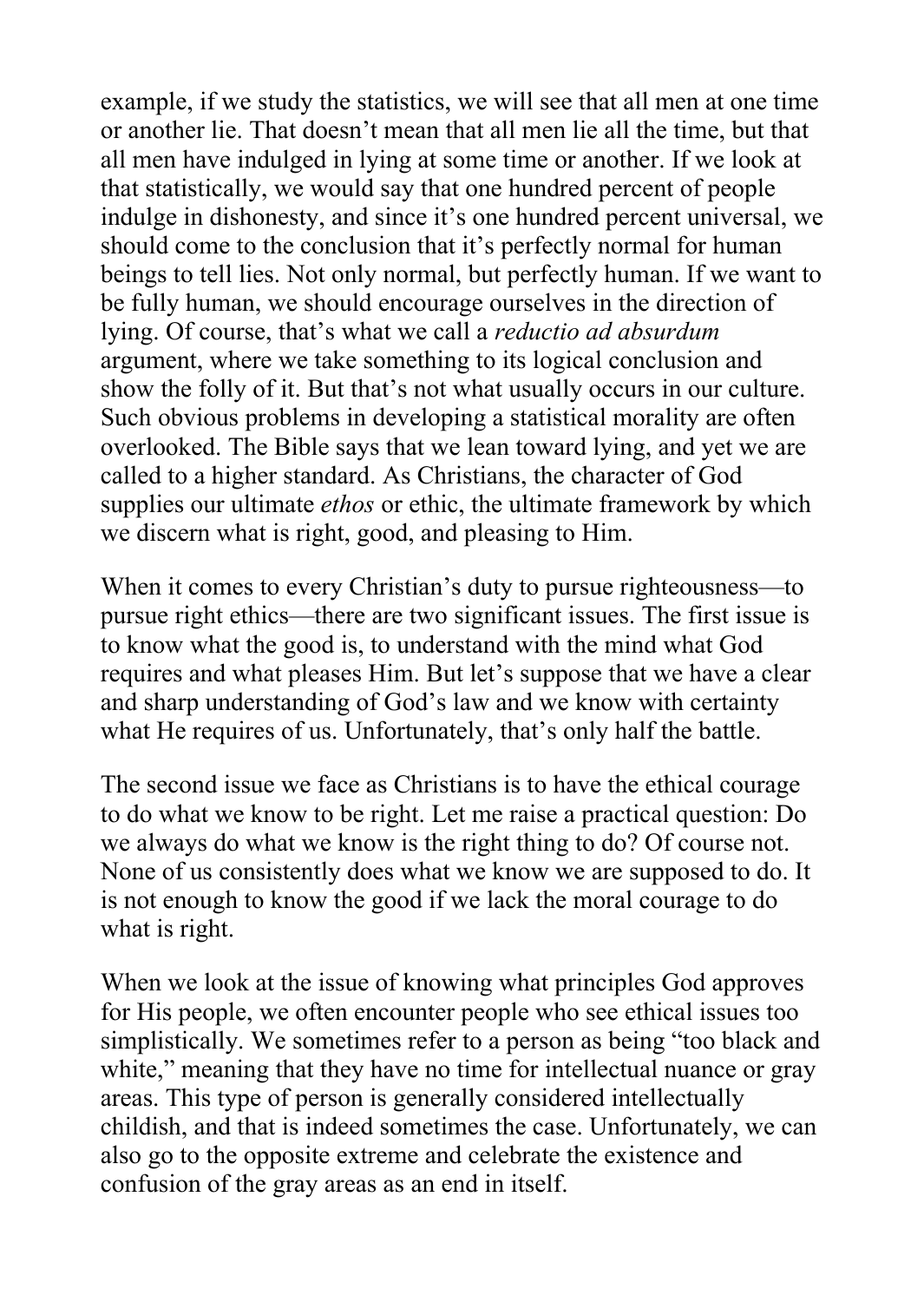example, if we study the statistics, we will see that all men at one time or another lie. That doesn't mean that all men lie all the time, but that all men have indulged in lying at some time or another. If we look at that statistically, we would say that one hundred percent of people indulge in dishonesty, and since it's one hundred percent universal, we should come to the conclusion that it's perfectly normal for human beings to tell lies. Not only normal, but perfectly human. If we want to be fully human, we should encourage ourselves in the direction of lying. Of course, that's what we call a *reductio ad absurdum* argument, where we take something to its logical conclusion and show the folly of it. But that's not what usually occurs in our culture. Such obvious problems in developing a statistical morality are often overlooked. The Bible says that we lean toward lying, and yet we are called to a higher standard. As Christians, the character of God supplies our ultimate *ethos* or ethic, the ultimate framework by which we discern what is right, good, and pleasing to Him.

When it comes to every Christian's duty to pursue righteousness—to pursue right ethics—there are two significant issues. The first issue is to know what the good is, to understand with the mind what God requires and what pleases Him. But let's suppose that we have a clear and sharp understanding of God's law and we know with certainty what He requires of us. Unfortunately, that's only half the battle.

The second issue we face as Christians is to have the ethical courage to do what we know to be right. Let me raise a practical question: Do we always do what we know is the right thing to do? Of course not. None of us consistently does what we know we are supposed to do. It is not enough to know the good if we lack the moral courage to do what is right.

When we look at the issue of knowing what principles God approves for His people, we often encounter people who see ethical issues too simplistically. We sometimes refer to a person as being "too black and white," meaning that they have no time for intellectual nuance or gray areas. This type of person is generally considered intellectually childish, and that is indeed sometimes the case. Unfortunately, we can also go to the opposite extreme and celebrate the existence and confusion of the gray areas as an end in itself.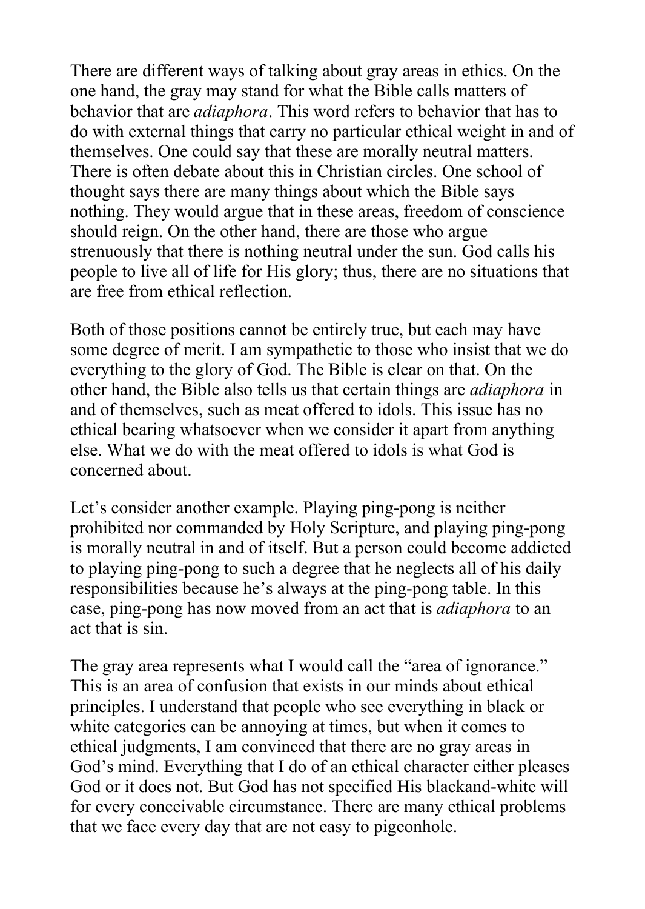There are different ways of talking about gray areas in ethics. On the one hand, the gray may stand for what the Bible calls matters of behavior that are *adiaphora*. This word refers to behavior that has to do with external things that carry no particular ethical weight in and of themselves. One could say that these are morally neutral matters. There is often debate about this in Christian circles. One school of thought says there are many things about which the Bible says nothing. They would argue that in these areas, freedom of conscience should reign. On the other hand, there are those who argue strenuously that there is nothing neutral under the sun. God calls his people to live all of life for His glory; thus, there are no situations that are free from ethical reflection.

Both of those positions cannot be entirely true, but each may have some degree of merit. I am sympathetic to those who insist that we do everything to the glory of God. The Bible is clear on that. On the other hand, the Bible also tells us that certain things are *adiaphora* in and of themselves, such as meat offered to idols. This issue has no ethical bearing whatsoever when we consider it apart from anything else. What we do with the meat offered to idols is what God is concerned about.

Let's consider another example. Playing ping-pong is neither prohibited nor commanded by Holy Scripture, and playing ping-pong is morally neutral in and of itself. But a person could become addicted to playing ping-pong to such a degree that he neglects all of his daily responsibilities because he's always at the ping-pong table. In this case, ping-pong has now moved from an act that is *adiaphora* to an act that is sin.

The gray area represents what I would call the "area of ignorance." This is an area of confusion that exists in our minds about ethical principles. I understand that people who see everything in black or white categories can be annoying at times, but when it comes to ethical judgments, I am convinced that there are no gray areas in God's mind. Everything that I do of an ethical character either pleases God or it does not. But God has not specified His blackand-white will for every conceivable circumstance. There are many ethical problems that we face every day that are not easy to pigeonhole.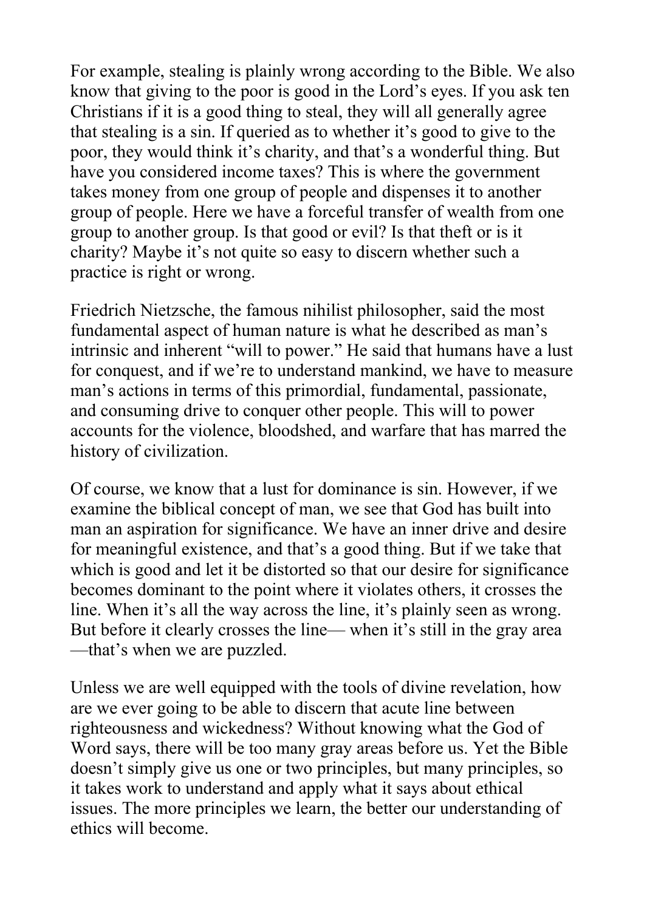For example, stealing is plainly wrong according to the Bible. We also know that giving to the poor is good in the Lord's eyes. If you ask ten Christians if it is a good thing to steal, they will all generally agree that stealing is a sin. If queried as to whether it's good to give to the poor, they would think it's charity, and that's a wonderful thing. But have you considered income taxes? This is where the government takes money from one group of people and dispenses it to another group of people. Here we have a forceful transfer of wealth from one group to another group. Is that good or evil? Is that theft or is it charity? Maybe it's not quite so easy to discern whether such a practice is right or wrong.

Friedrich Nietzsche, the famous nihilist philosopher, said the most fundamental aspect of human nature is what he described as man's intrinsic and inherent "will to power." He said that humans have a lust for conquest, and if we're to understand mankind, we have to measure man's actions in terms of this primordial, fundamental, passionate, and consuming drive to conquer other people. This will to power accounts for the violence, bloodshed, and warfare that has marred the history of civilization.

Of course, we know that a lust for dominance is sin. However, if we examine the biblical concept of man, we see that God has built into man an aspiration for significance. We have an inner drive and desire for meaningful existence, and that's a good thing. But if we take that which is good and let it be distorted so that our desire for significance becomes dominant to the point where it violates others, it crosses the line. When it's all the way across the line, it's plainly seen as wrong. But before it clearly crosses the line— when it's still in the gray area —that's when we are puzzled.

Unless we are well equipped with the tools of divine revelation, how are we ever going to be able to discern that acute line between righteousness and wickedness? Without knowing what the God of Word says, there will be too many gray areas before us. Yet the Bible doesn't simply give us one or two principles, but many principles, so it takes work to understand and apply what it says about ethical issues. The more principles we learn, the better our understanding of ethics will become.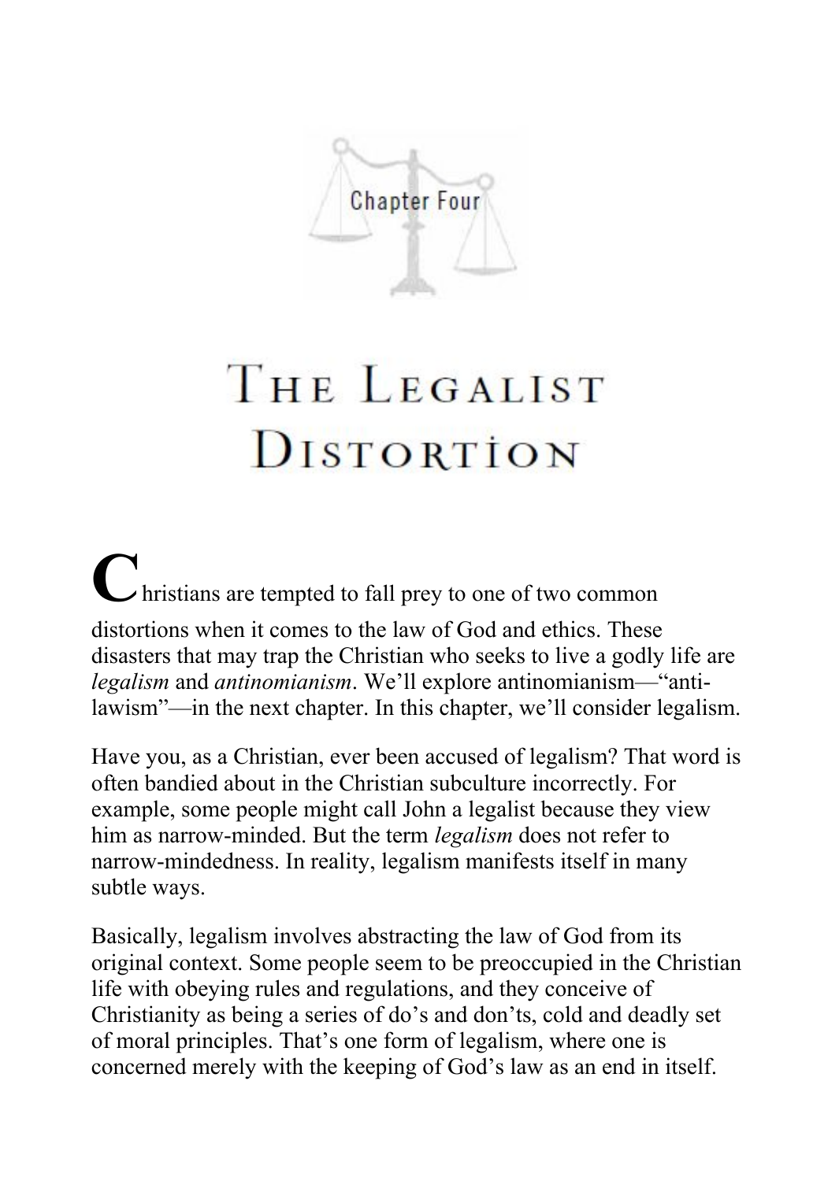Chapter Four

# The Legalist Distortion

Christians are tempted to fall prey to one of two common distortions when it comes to the law of God and ethics. These disasters that may trap the Christian who seeks to live a godly life are *legalism* and *antinomianism*. We'll explore antinomianism—"anti-lawism"—in the next chapter. In this chapter, we'll consider legalism.

Have you, as a Christian, ever been accused of legalism? That word is often bandied about in the Christian subculture incorrectly. For example, some people might call John a legalist because they view him as narrow-minded. But the term *legalism* does not refer to narrow-mindedness. In reality, legalism manifests itself in many subtle ways.

Basically, legalism involves abstracting the law of God from its original context. Some people seem to be preoccupied in the Christian life with obeying rules and regulations, and they conceive of Christianity as being a series of do's and don'ts, cold and deadly set of moral principles. That's one form of legalism, where one is concerned merely with the keeping of God's law as an end in itself.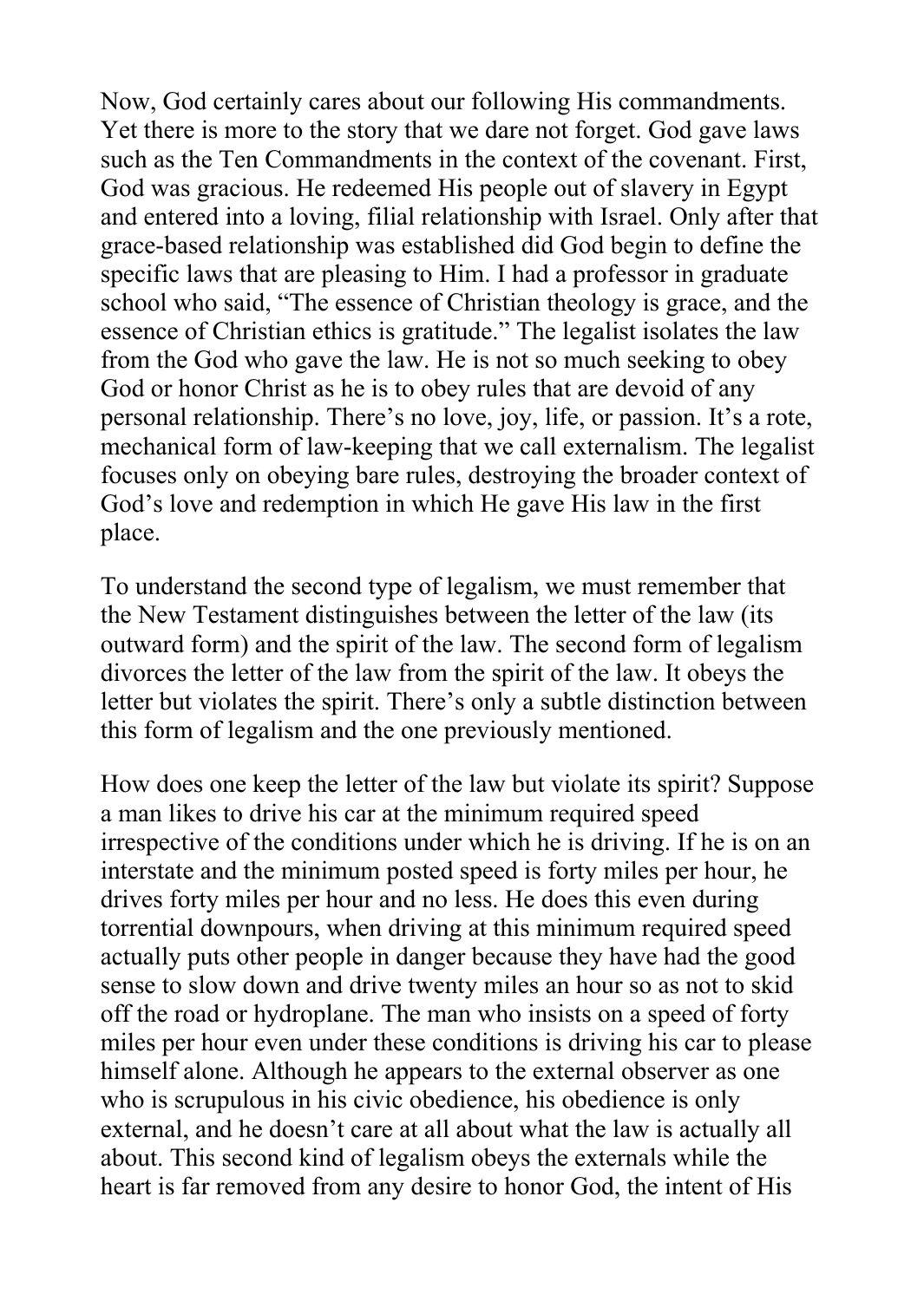Now, God certainly cares about our following His commandments. Yet there is more to the story that we dare not forget. God gave laws such as the Ten Commandments in the context of the covenant. First, God was gracious. He redeemed His people out of slavery in Egypt and entered into a loving, filial relationship with Israel. Only after that grace-based relationship was established did God begin to define the specific laws that are pleasing to Him. I had a professor in graduate school who said, "The essence of Christian theology is grace, and the essence of Christian ethics is gratitude." The legalist isolates the law from the God who gave the law. He is not so much seeking to obey God or honor Christ as he is to obey rules that are devoid of any personal relationship. There's no love, joy, life, or passion. It's a rote, mechanical form of law-keeping that we call externalism. The legalist focuses only on obeying bare rules, destroying the broader context of God's love and redemption in which He gave His law in the first place.

To understand the second type of legalism, we must remember that the New Testament distinguishes between the letter of the law (its outward form) and the spirit of the law. The second form of legalism divorces the letter of the law from the spirit of the law. It obeys the letter but violates the spirit. There's only a subtle distinction between this form of legalism and the one previously mentioned.

How does one keep the letter of the law but violate its spirit? Suppose a man likes to drive his car at the minimum required speed irrespective of the conditions under which he is driving. If he is on an interstate and the minimum posted speed is forty miles per hour, he drives forty miles per hour and no less. He does this even during torrential downpours, when driving at this minimum required speed actually puts other people in danger because they have had the good sense to slow down and drive twenty miles an hour so as not to skid off the road or hydroplane. The man who insists on a speed of forty miles per hour even under these conditions is driving his car to please himself alone. Although he appears to the external observer as one who is scrupulous in his civic obedience, his obedience is only external, and he doesn't care at all about what the law is actually all about. This second kind of legalism obeys the externals while the heart is far removed from any desire to honor God, the intent of His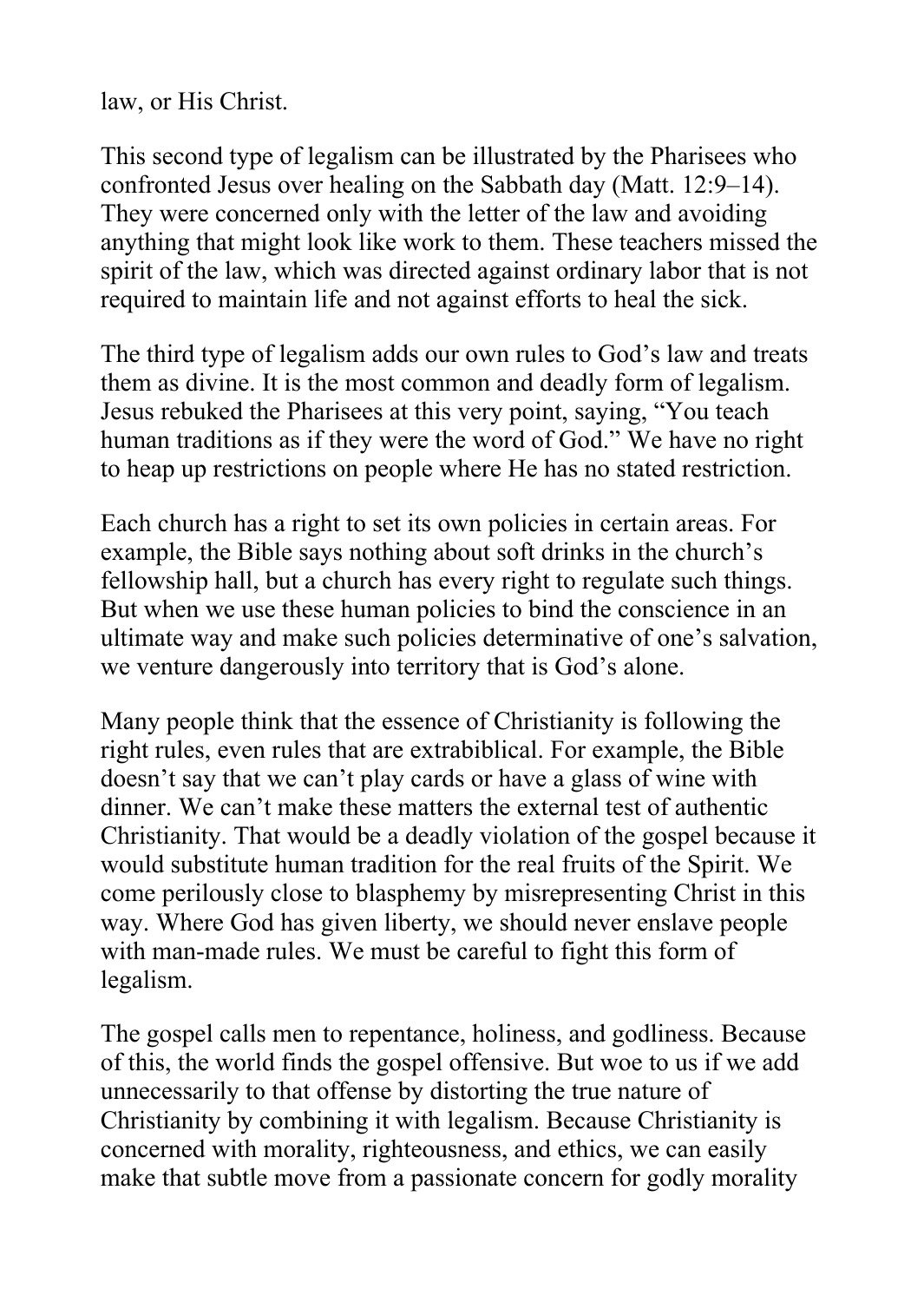law, or His Christ.

This second type of legalism can be illustrated by the Pharisees who confronted Jesus over healing on the Sabbath day (Matt. 12:9–14). They were concerned only with the letter of the law and avoiding anything that might look like work to them. These teachers missed the spirit of the law, which was directed against ordinary labor that is not required to maintain life and not against efforts to heal the sick.

The third type of legalism adds our own rules to God's law and treats them as divine. It is the most common and deadly form of legalism. Jesus rebuked the Pharisees at this very point, saying, "You teach human traditions as if they were the word of God." We have no right to heap up restrictions on people where He has no stated restriction.

Each church has a right to set its own policies in certain areas. For example, the Bible says nothing about soft drinks in the church's fellowship hall, but a church has every right to regulate such things. But when we use these human policies to bind the conscience in an ultimate way and make such policies determinative of one's salvation, we venture dangerously into territory that is God's alone.

Many people think that the essence of Christianity is following the right rules, even rules that are extrabiblical. For example, the Bible doesn't say that we can't play cards or have a glass of wine with dinner. We can't make these matters the external test of authentic Christianity. That would be a deadly violation of the gospel because it would substitute human tradition for the real fruits of the Spirit. We come perilously close to blasphemy by misrepresenting Christ in this way. Where God has given liberty, we should never enslave people with man-made rules. We must be careful to fight this form of legalism.

The gospel calls men to repentance, holiness, and godliness. Because of this, the world finds the gospel offensive. But woe to us if we add unnecessarily to that offense by distorting the true nature of Christianity by combining it with legalism. Because Christianity is concerned with morality, righteousness, and ethics, we can easily make that subtle move from a passionate concern for godly morality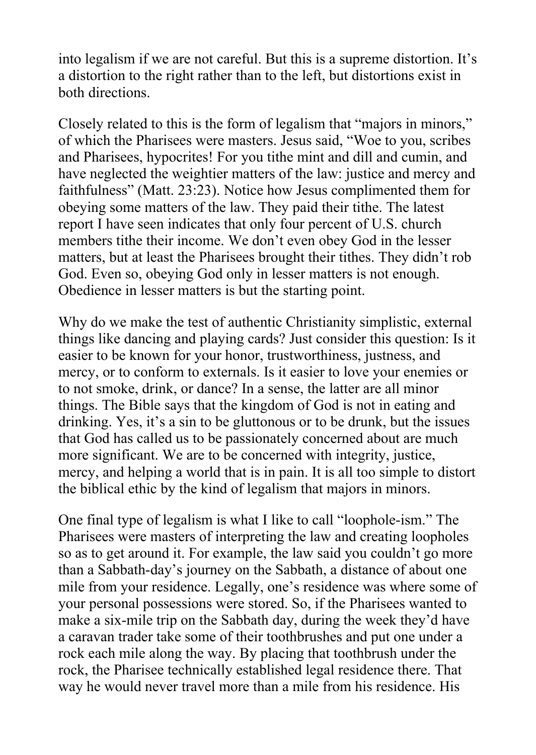into legalism if we are not careful. But this is a supreme distortion. It's a distortion to the right rather than to the left, but distortions exist in both directions.

Closely related to this is the form of legalism that "majors in minors," of which the Pharisees were masters. Jesus said, "Woe to you, scribes and Pharisees, hypocrites! For you tithe mint and dill and cumin, and have neglected the weightier matters of the law: justice and mercy and faithfulness" (Matt. 23:23). Notice how Jesus complimented them for obeying some matters of the law. They paid their tithe. The latest report I have seen indicates that only four percent of U.S. church members tithe their income. We don't even obey God in the lesser matters, but at least the Pharisees brought their tithes. They didn't rob God. Even so, obeying God only in lesser matters is not enough. Obedience in lesser matters is but the starting point.

Why do we make the test of authentic Christianity simplistic, external things like dancing and playing cards? Just consider this question: Is it easier to be known for your honor, trustworthiness, justness, and mercy, or to conform to externals. Is it easier to love your enemies or to not smoke, drink, or dance? In a sense, the latter are all minor things. The Bible says that the kingdom of God is not in eating and drinking. Yes, it's a sin to be gluttonous or to be drunk, but the issues that God has called us to be passionately concerned about are much more significant. We are to be concerned with integrity, justice, mercy, and helping a world that is in pain. It is all too simple to distort the biblical ethic by the kind of legalism that majors in minors.

One final type of legalism is what I like to call "loophole-ism." The Pharisees were masters of interpreting the law and creating loopholes so as to get around it. For example, the law said you couldn't go more than a Sabbath-day's journey on the Sabbath, a distance of about one mile from your residence. Legally, one's residence was where some of your personal possessions were stored. So, if the Pharisees wanted to make a six-mile trip on the Sabbath day, during the week they'd have a caravan trader take some of their toothbrushes and put one under a rock each mile along the way. By placing that toothbrush under the rock, the Pharisee technically established legal residence there. That way he would never travel more than a mile from his residence. His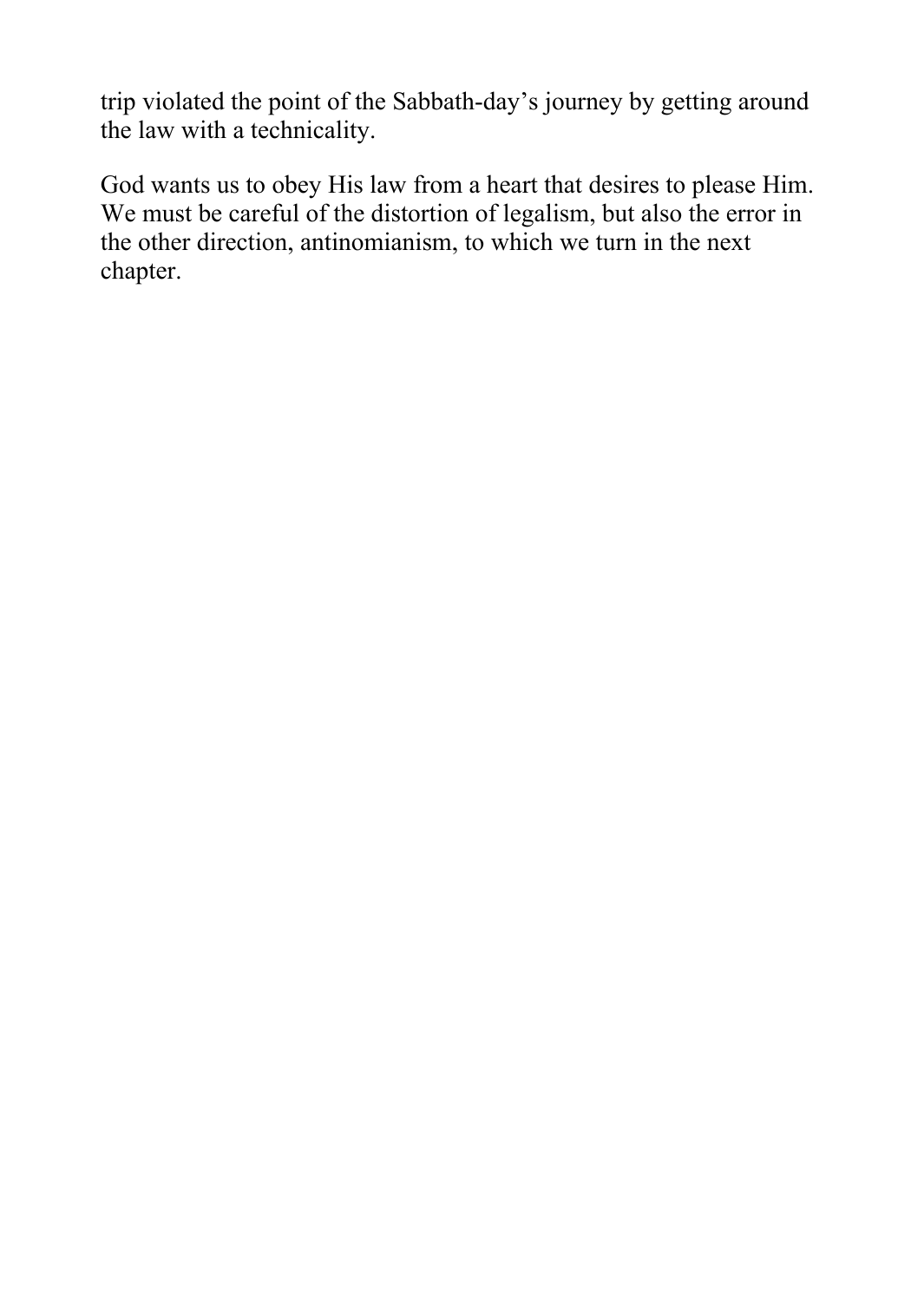trip violated the point of the Sabbath-day's journey by getting around the law with a technicality.

God wants us to obey His law from a heart that desires to please Him. We must be careful of the distortion of legalism, but also the error in the other direction, antinomianism, to which we turn in the next chapter.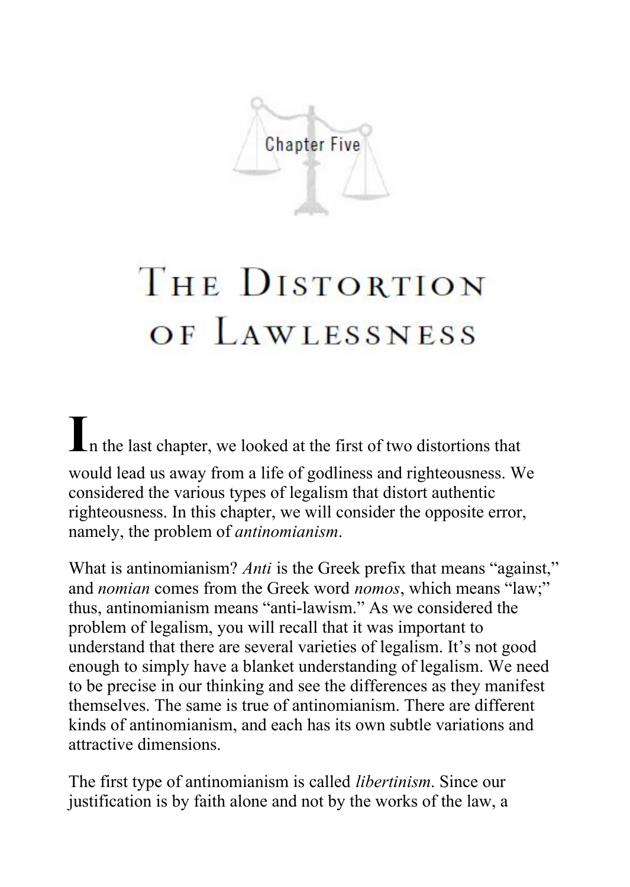# Chapter Five

# The Distortion of Lawlessness

In the last chapter, we looked at the first of two distortions that would lead us away from a life of godliness and righteousness. We considered the various types of legalism that distort authentic righteousness. In this chapter, we will consider the opposite error, namely, the problem of *antinomianism*.

What is antinomianism? *Anti* is the Greek prefix that means "against," and *nomian* comes from the Greek word *nomos*, which means "law;" thus, antinomianism means "anti-lawism." As we considered the problem of legalism, you will recall that it was important to understand that there are several varieties of legalism. It's not good enough to simply have a blanket understanding of legalism. We need to be precise in our thinking and see the differences as they manifest themselves. The same is true of antinomianism. There are different kinds of antinomianism, and each has its own subtle variations and attractive dimensions.

The first type of antinomianism is called *libertinism*. Since our justification is by faith alone and not by the works of the law, a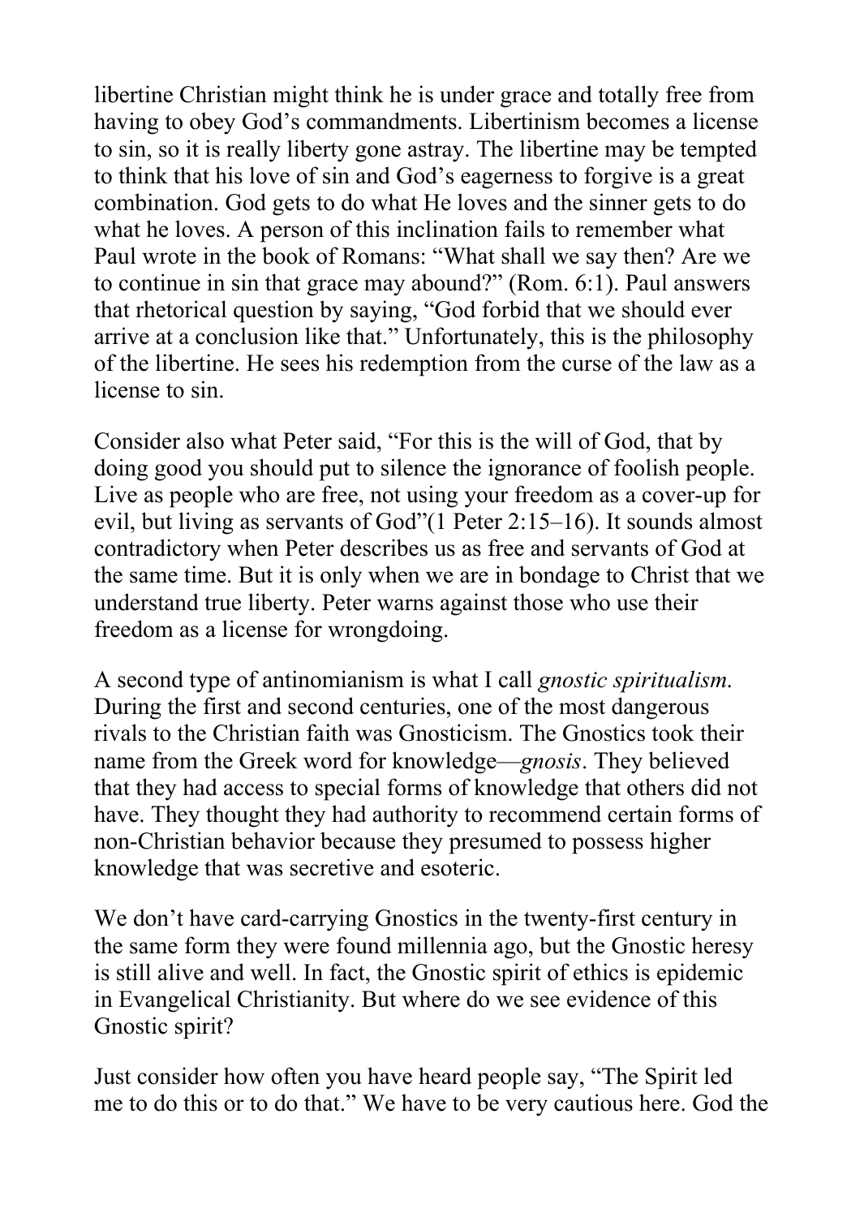libertine Christian might think he is under grace and totally free from having to obey God's commandments. Libertinism becomes a license to sin, so it is really liberty gone astray. The libertine may be tempted to think that his love of sin and God's eagerness to forgive is a great combination. God gets to do what He loves and the sinner gets to do what he loves. A person of this inclination fails to remember what Paul wrote in the book of Romans: "What shall we say then? Are we to continue in sin that grace may abound?" (Rom. 6:1). Paul answers that rhetorical question by saying, "God forbid that we should ever arrive at a conclusion like that." Unfortunately, this is the philosophy of the libertine. He sees his redemption from the curse of the law as a license to sin.

Consider also what Peter said, "For this is the will of God, that by doing good you should put to silence the ignorance of foolish people. Live as people who are free, not using your freedom as a cover-up for evil, but living as servants of God"(1 Peter 2:15–16). It sounds almost contradictory when Peter describes us as free and servants of God at the same time. But it is only when we are in bondage to Christ that we understand true liberty. Peter warns against those who use their freedom as a license for wrongdoing.

A second type of antinomianism is what I call *gnostic spiritualism*. During the first and second centuries, one of the most dangerous rivals to the Christian faith was Gnosticism. The Gnostics took their name from the Greek word for knowledge—*gnosis*. They believed that they had access to special forms of knowledge that others did not have. They thought they had authority to recommend certain forms of non-Christian behavior because they presumed to possess higher knowledge that was secretive and esoteric.

We don't have card-carrying Gnostics in the twenty-first century in the same form they were found millennia ago, but the Gnostic heresy is still alive and well. In fact, the Gnostic spirit of ethics is epidemic in Evangelical Christianity. But where do we see evidence of this Gnostic spirit?

Just consider how often you have heard people say, "The Spirit led me to do this or to do that." We have to be very cautious here. God the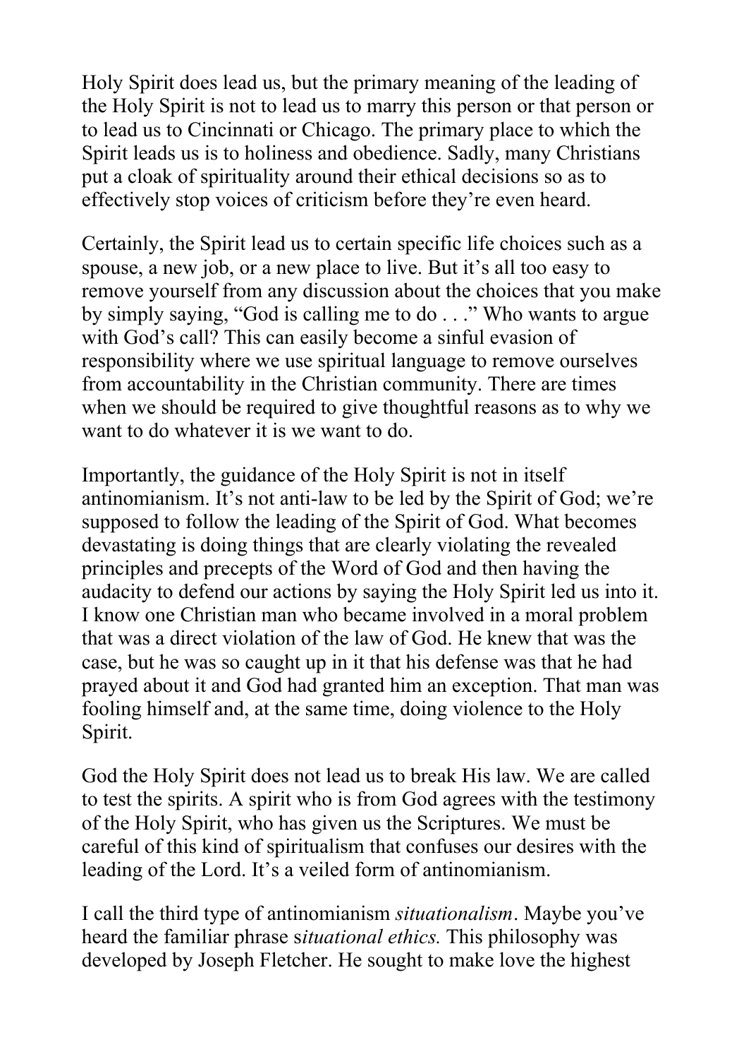Holy Spirit does lead us, but the primary meaning of the leading of the Holy Spirit is not to lead us to marry this person or that person or to lead us to Cincinnati or Chicago. The primary place to which the Spirit leads us is to holiness and obedience. Sadly, many Christians put a cloak of spirituality around their ethical decisions so as to effectively stop voices of criticism before they're even heard.

Certainly, the Spirit lead us to certain specific life choices such as a spouse, a new job, or a new place to live. But it's all too easy to remove yourself from any discussion about the choices that you make by simply saying, "God is calling me to do . . ." Who wants to argue with God's call? This can easily become a sinful evasion of responsibility where we use spiritual language to remove ourselves from accountability in the Christian community. There are times when we should be required to give thoughtful reasons as to why we want to do whatever it is we want to do.

Importantly, the guidance of the Holy Spirit is not in itself antinomianism. It's not anti-law to be led by the Spirit of God; we're supposed to follow the leading of the Spirit of God. What becomes devastating is doing things that are clearly violating the revealed principles and precepts of the Word of God and then having the audacity to defend our actions by saying the Holy Spirit led us into it. I know one Christian man who became involved in a moral problem that was a direct violation of the law of God. He knew that was the case, but he was so caught up in it that his defense was that he had prayed about it and God had granted him an exception. That man was fooling himself and, at the same time, doing violence to the Holy Spirit.

God the Holy Spirit does not lead us to break His law. We are called to test the spirits. A spirit who is from God agrees with the testimony of the Holy Spirit, who has given us the Scriptures. We must be careful of this kind of spiritualism that confuses our desires with the leading of the Lord. It's a veiled form of antinomianism.

I call the third type of antinomianism *situationalism*. Maybe you've heard the familiar phrase s*ituational ethics.* This philosophy was developed by Joseph Fletcher. He sought to make love the highest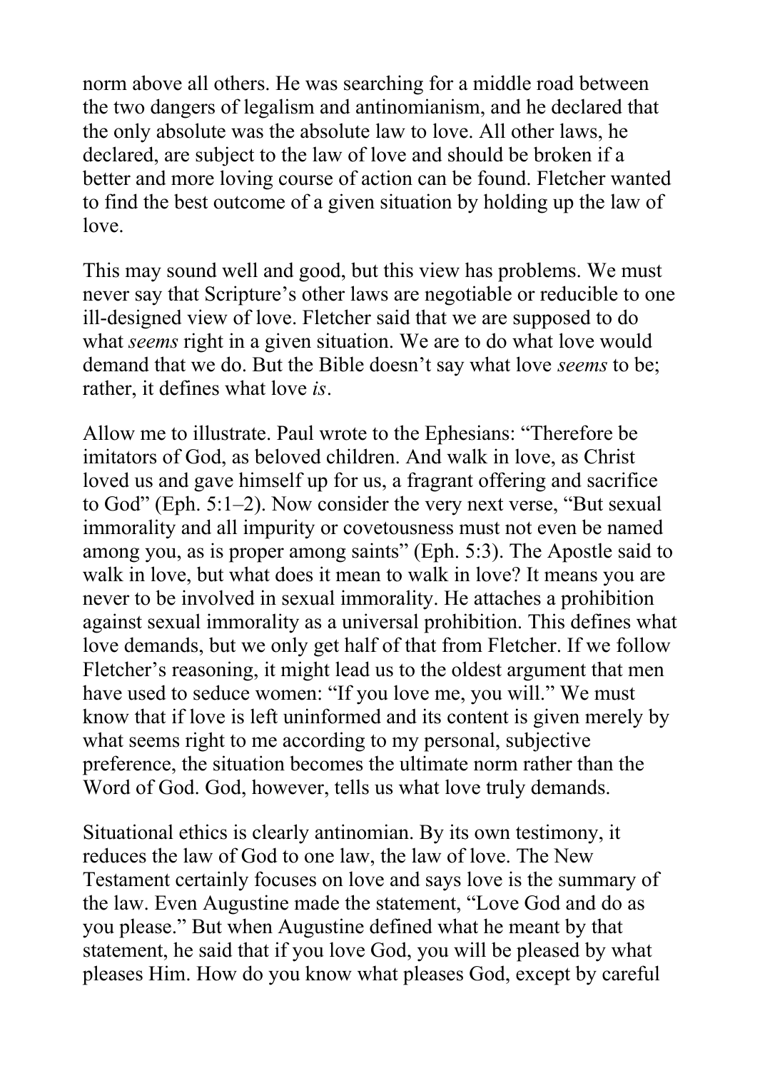norm above all others. He was searching for a middle road between the two dangers of legalism and antinomianism, and he declared that the only absolute was the absolute law to love. All other laws, he declared, are subject to the law of love and should be broken if a better and more loving course of action can be found. Fletcher wanted to find the best outcome of a given situation by holding up the law of love.

This may sound well and good, but this view has problems. We must never say that Scripture's other laws are negotiable or reducible to one ill-designed view of love. Fletcher said that we are supposed to do what *seems* right in a given situation. We are to do what love would demand that we do. But the Bible doesn't say what love *seems* to be; rather, it defines what love *is*.

Allow me to illustrate. Paul wrote to the Ephesians: "Therefore be imitators of God, as beloved children. And walk in love, as Christ loved us and gave himself up for us, a fragrant offering and sacrifice to God" (Eph. 5:1–2). Now consider the very next verse, "But sexual immorality and all impurity or covetousness must not even be named among you, as is proper among saints" (Eph. 5:3). The Apostle said to walk in love, but what does it mean to walk in love? It means you are never to be involved in sexual immorality. He attaches a prohibition against sexual immorality as a universal prohibition. This defines what love demands, but we only get half of that from Fletcher. If we follow Fletcher's reasoning, it might lead us to the oldest argument that men have used to seduce women: "If you love me, you will." We must know that if love is left uninformed and its content is given merely by what seems right to me according to my personal, subjective preference, the situation becomes the ultimate norm rather than the Word of God. God, however, tells us what love truly demands.

Situational ethics is clearly antinomian. By its own testimony, it reduces the law of God to one law, the law of love. The New Testament certainly focuses on love and says love is the summary of the law. Even Augustine made the statement, "Love God and do as you please." But when Augustine defined what he meant by that statement, he said that if you love God, you will be pleased by what pleases Him. How do you know what pleases God, except by careful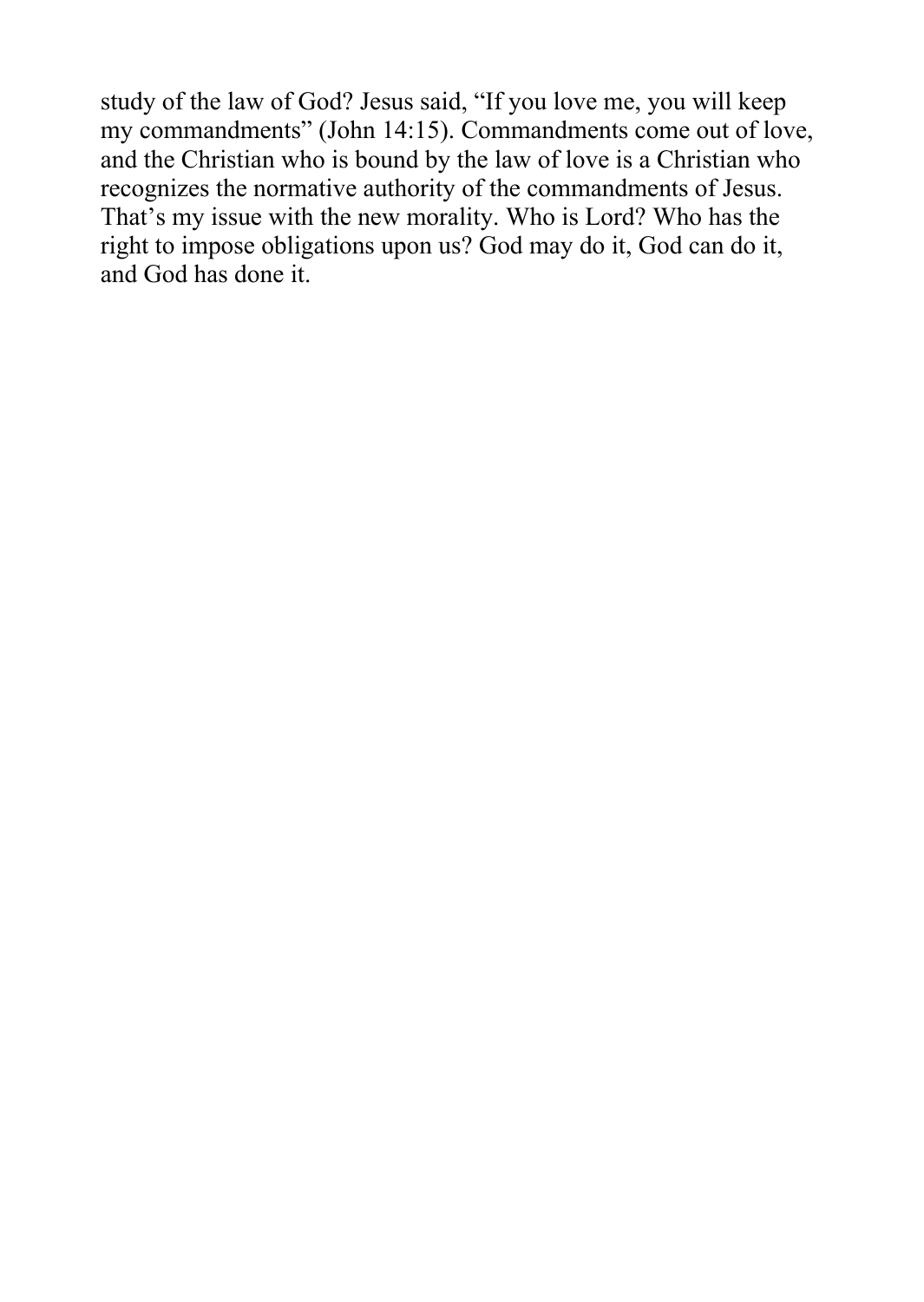study of the law of God? Jesus said, “If you love me, you will keep my commandments” (John 14:15). Commandments come out of love, and the Christian who is bound by the law of love is a Christian who recognizes the normative authority of the commandments of Jesus. That’s my issue with the new morality. Who is Lord? Who has the right to impose obligations upon us? God may do it, God can do it, and God has done it.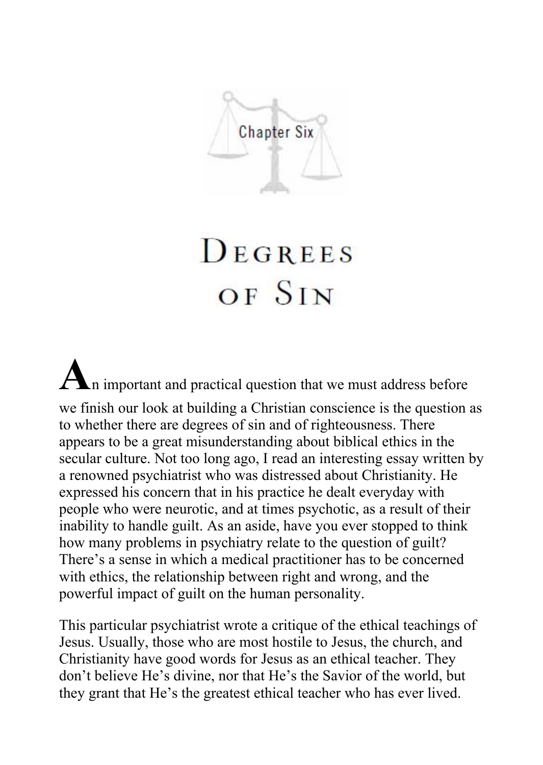Chapter Six

# Degrees of Sin

An important and practical question that we must address before we finish our look at building a Christian conscience is the question as to whether there are degrees of sin and of righteousness. There appears to be a great misunderstanding about biblical ethics in the secular culture. Not too long ago, I read an interesting essay written by a renowned psychiatrist who was distressed about Christianity. He expressed his concern that in his practice he dealt everyday with people who were neurotic, and at times psychotic, as a result of their inability to handle guilt. As an aside, have you ever stopped to think how many problems in psychiatry relate to the question of guilt? There's a sense in which a medical practitioner has to be concerned with ethics, the relationship between right and wrong, and the powerful impact of guilt on the human personality.

This particular psychiatrist wrote a critique of the ethical teachings of Jesus. Usually, those who are most hostile to Jesus, the church, and Christianity have good words for Jesus as an ethical teacher. They don't believe He's divine, nor that He's the Savior of the world, but they grant that He's the greatest ethical teacher who has ever lived.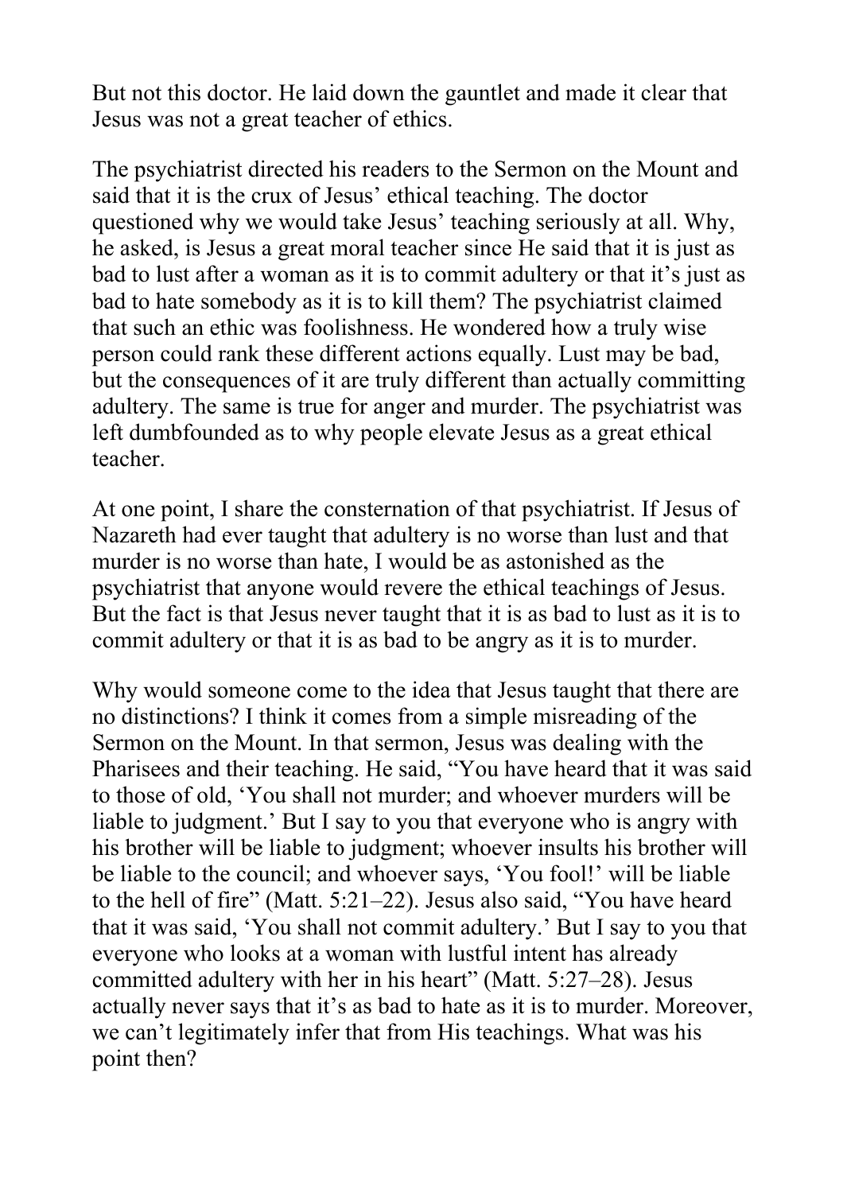But not this doctor. He laid down the gauntlet and made it clear that Jesus was not a great teacher of ethics.

The psychiatrist directed his readers to the Sermon on the Mount and said that it is the crux of Jesus' ethical teaching. The doctor questioned why we would take Jesus' teaching seriously at all. Why, he asked, is Jesus a great moral teacher since He said that it is just as bad to lust after a woman as it is to commit adultery or that it's just as bad to hate somebody as it is to kill them? The psychiatrist claimed that such an ethic was foolishness. He wondered how a truly wise person could rank these different actions equally. Lust may be bad, but the consequences of it are truly different than actually committing adultery. The same is true for anger and murder. The psychiatrist was left dumbfounded as to why people elevate Jesus as a great ethical teacher.

At one point, I share the consternation of that psychiatrist. If Jesus of Nazareth had ever taught that adultery is no worse than lust and that murder is no worse than hate, I would be as astonished as the psychiatrist that anyone would revere the ethical teachings of Jesus. But the fact is that Jesus never taught that it is as bad to lust as it is to commit adultery or that it is as bad to be angry as it is to murder.

Why would someone come to the idea that Jesus taught that there are no distinctions? I think it comes from a simple misreading of the Sermon on the Mount. In that sermon, Jesus was dealing with the Pharisees and their teaching. He said, "You have heard that it was said to those of old, 'You shall not murder; and whoever murders will be liable to judgment.' But I say to you that everyone who is angry with his brother will be liable to judgment; whoever insults his brother will be liable to the council; and whoever says, 'You fool!' will be liable to the hell of fire" (Matt. 5:21–22). Jesus also said, "You have heard that it was said, 'You shall not commit adultery.' But I say to you that everyone who looks at a woman with lustful intent has already committed adultery with her in his heart" (Matt. 5:27–28). Jesus actually never says that it's as bad to hate as it is to murder. Moreover, we can't legitimately infer that from His teachings. What was his point then?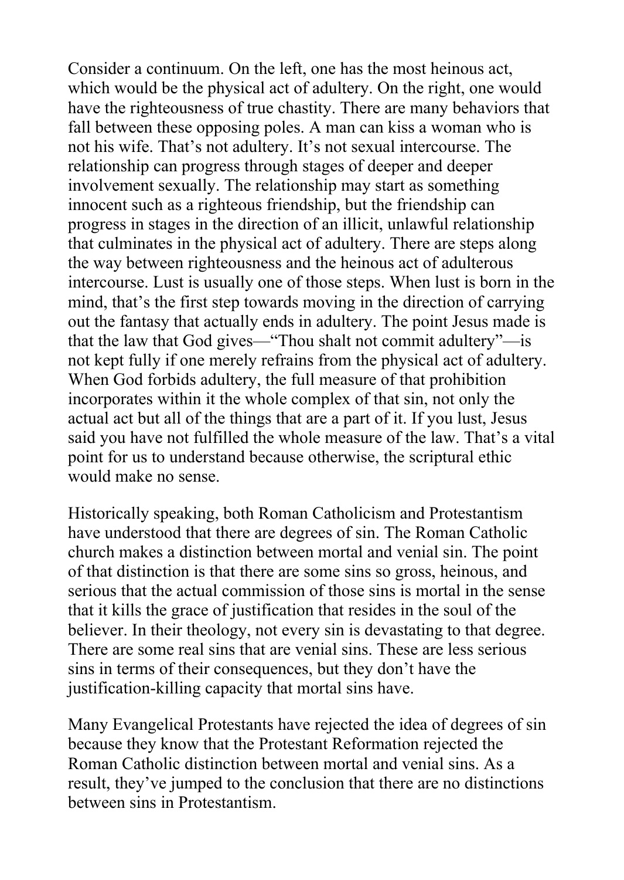Consider a continuum. On the left, one has the most heinous act, which would be the physical act of adultery. On the right, one would have the righteousness of true chastity. There are many behaviors that fall between these opposing poles. A man can kiss a woman who is not his wife. That's not adultery. It's not sexual intercourse. The relationship can progress through stages of deeper and deeper involvement sexually. The relationship may start as something innocent such as a righteous friendship, but the friendship can progress in stages in the direction of an illicit, unlawful relationship that culminates in the physical act of adultery. There are steps along the way between righteousness and the heinous act of adulterous intercourse. Lust is usually one of those steps. When lust is born in the mind, that's the first step towards moving in the direction of carrying out the fantasy that actually ends in adultery. The point Jesus made is that the law that God gives—"Thou shalt not commit adultery"—is not kept fully if one merely refrains from the physical act of adultery. When God forbids adultery, the full measure of that prohibition incorporates within it the whole complex of that sin, not only the actual act but all of the things that are a part of it. If you lust, Jesus said you have not fulfilled the whole measure of the law. That's a vital point for us to understand because otherwise, the scriptural ethic would make no sense.

Historically speaking, both Roman Catholicism and Protestantism have understood that there are degrees of sin. The Roman Catholic church makes a distinction between mortal and venial sin. The point of that distinction is that there are some sins so gross, heinous, and serious that the actual commission of those sins is mortal in the sense that it kills the grace of justification that resides in the soul of the believer. In their theology, not every sin is devastating to that degree. There are some real sins that are venial sins. These are less serious sins in terms of their consequences, but they don't have the justification-killing capacity that mortal sins have.

Many Evangelical Protestants have rejected the idea of degrees of sin because they know that the Protestant Reformation rejected the Roman Catholic distinction between mortal and venial sins. As a result, they've jumped to the conclusion that there are no distinctions between sins in Protestantism.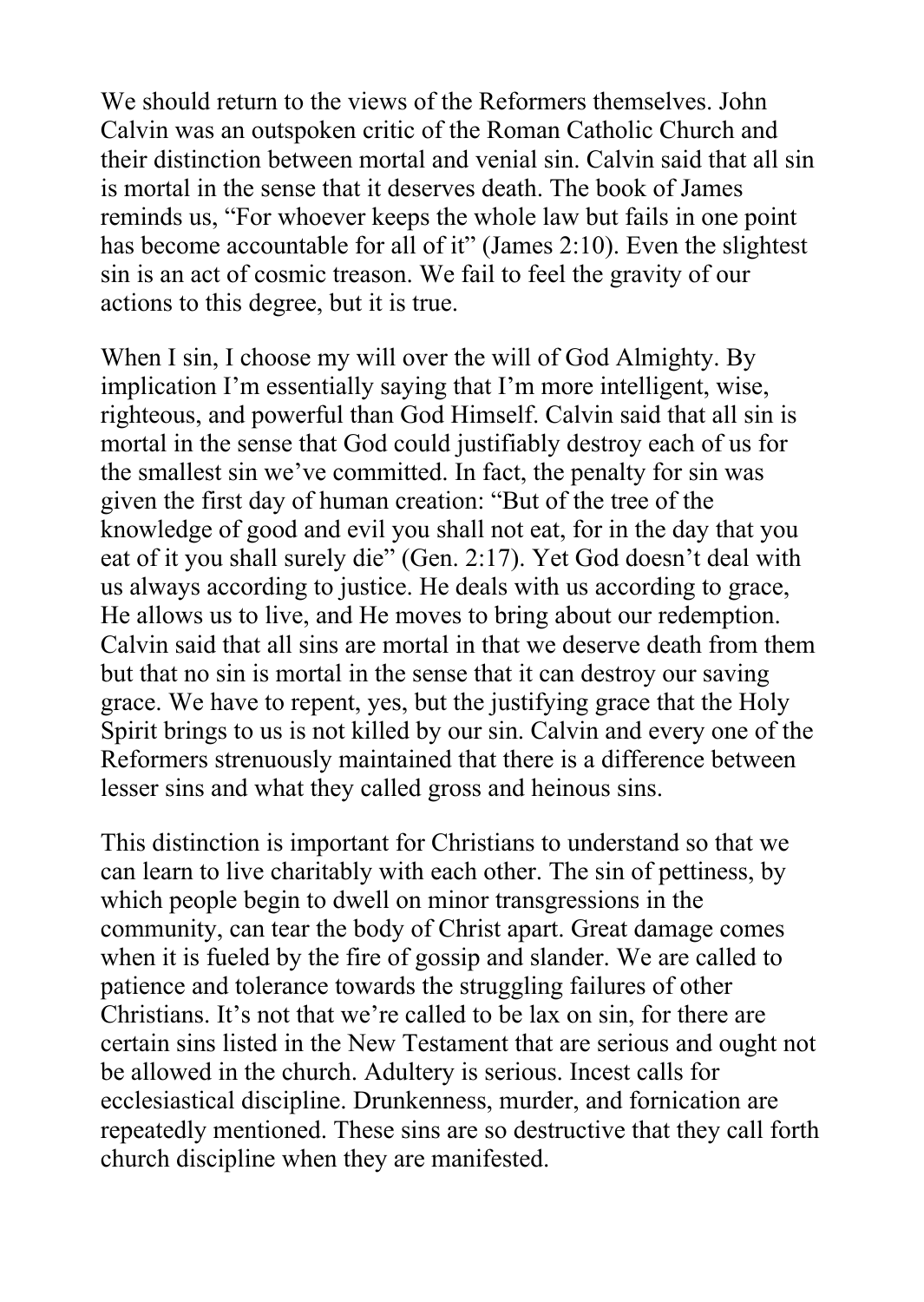We should return to the views of the Reformers themselves. John Calvin was an outspoken critic of the Roman Catholic Church and their distinction between mortal and venial sin. Calvin said that all sin is mortal in the sense that it deserves death. The book of James reminds us, "For whoever keeps the whole law but fails in one point has become accountable for all of it" (James 2:10). Even the slightest sin is an act of cosmic treason. We fail to feel the gravity of our actions to this degree, but it is true.

When I sin, I choose my will over the will of God Almighty. By implication I'm essentially saying that I'm more intelligent, wise, righteous, and powerful than God Himself. Calvin said that all sin is mortal in the sense that God could justifiably destroy each of us for the smallest sin we've committed. In fact, the penalty for sin was given the first day of human creation: "But of the tree of the knowledge of good and evil you shall not eat, for in the day that you eat of it you shall surely die" (Gen. 2:17). Yet God doesn't deal with us always according to justice. He deals with us according to grace, He allows us to live, and He moves to bring about our redemption. Calvin said that all sins are mortal in that we deserve death from them but that no sin is mortal in the sense that it can destroy our saving grace. We have to repent, yes, but the justifying grace that the Holy Spirit brings to us is not killed by our sin. Calvin and every one of the Reformers strenuously maintained that there is a difference between lesser sins and what they called gross and heinous sins.

This distinction is important for Christians to understand so that we can learn to live charitably with each other. The sin of pettiness, by which people begin to dwell on minor transgressions in the community, can tear the body of Christ apart. Great damage comes when it is fueled by the fire of gossip and slander. We are called to patience and tolerance towards the struggling failures of other Christians. It's not that we're called to be lax on sin, for there are certain sins listed in the New Testament that are serious and ought not be allowed in the church. Adultery is serious. Incest calls for ecclesiastical discipline. Drunkenness, murder, and fornication are repeatedly mentioned. These sins are so destructive that they call forth church discipline when they are manifested.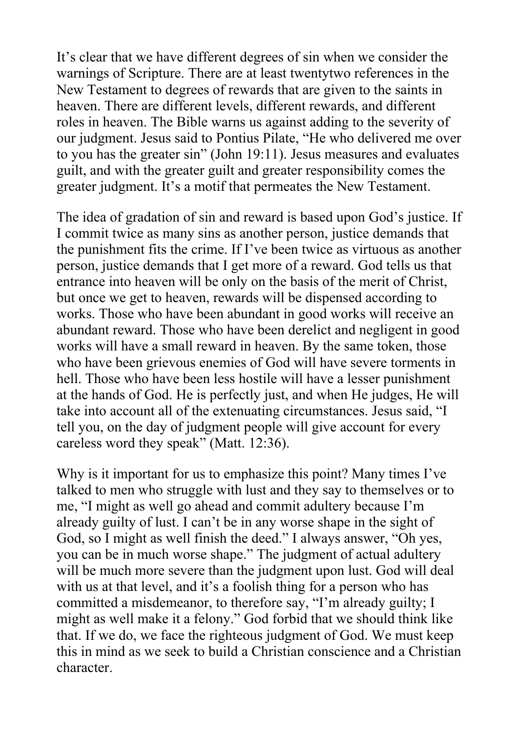It’s clear that we have different degrees of sin when we consider the warnings of Scripture. There are at least twentytwo references in the New Testament to degrees of rewards that are given to the saints in heaven. There are different levels, different rewards, and different roles in heaven. The Bible warns us against adding to the severity of our judgment. Jesus said to Pontius Pilate, “He who delivered me over to you has the greater sin” (John 19:11). Jesus measures and evaluates guilt, and with the greater guilt and greater responsibility comes the greater judgment. It’s a motif that permeates the New Testament.

The idea of gradation of sin and reward is based upon God’s justice. If I commit twice as many sins as another person, justice demands that the punishment fits the crime. If I’ve been twice as virtuous as another person, justice demands that I get more of a reward. God tells us that entrance into heaven will be only on the basis of the merit of Christ, but once we get to heaven, rewards will be dispensed according to works. Those who have been abundant in good works will receive an abundant reward. Those who have been derelict and negligent in good works will have a small reward in heaven. By the same token, those who have been grievous enemies of God will have severe torments in hell. Those who have been less hostile will have a lesser punishment at the hands of God. He is perfectly just, and when He judges, He will take into account all of the extenuating circumstances. Jesus said, “I tell you, on the day of judgment people will give account for every careless word they speak” (Matt. 12:36).

Why is it important for us to emphasize this point? Many times I’ve talked to men who struggle with lust and they say to themselves or to me, “I might as well go ahead and commit adultery because I’m already guilty of lust. I can’t be in any worse shape in the sight of God, so I might as well finish the deed.” I always answer, “Oh yes, you can be in much worse shape.” The judgment of actual adultery will be much more severe than the judgment upon lust. God will deal with us at that level, and it’s a foolish thing for a person who has committed a misdemeanor, to therefore say, “I’m already guilty; I might as well make it a felony.” God forbid that we should think like that. If we do, we face the righteous judgment of God. We must keep this in mind as we seek to build a Christian conscience and a Christian character.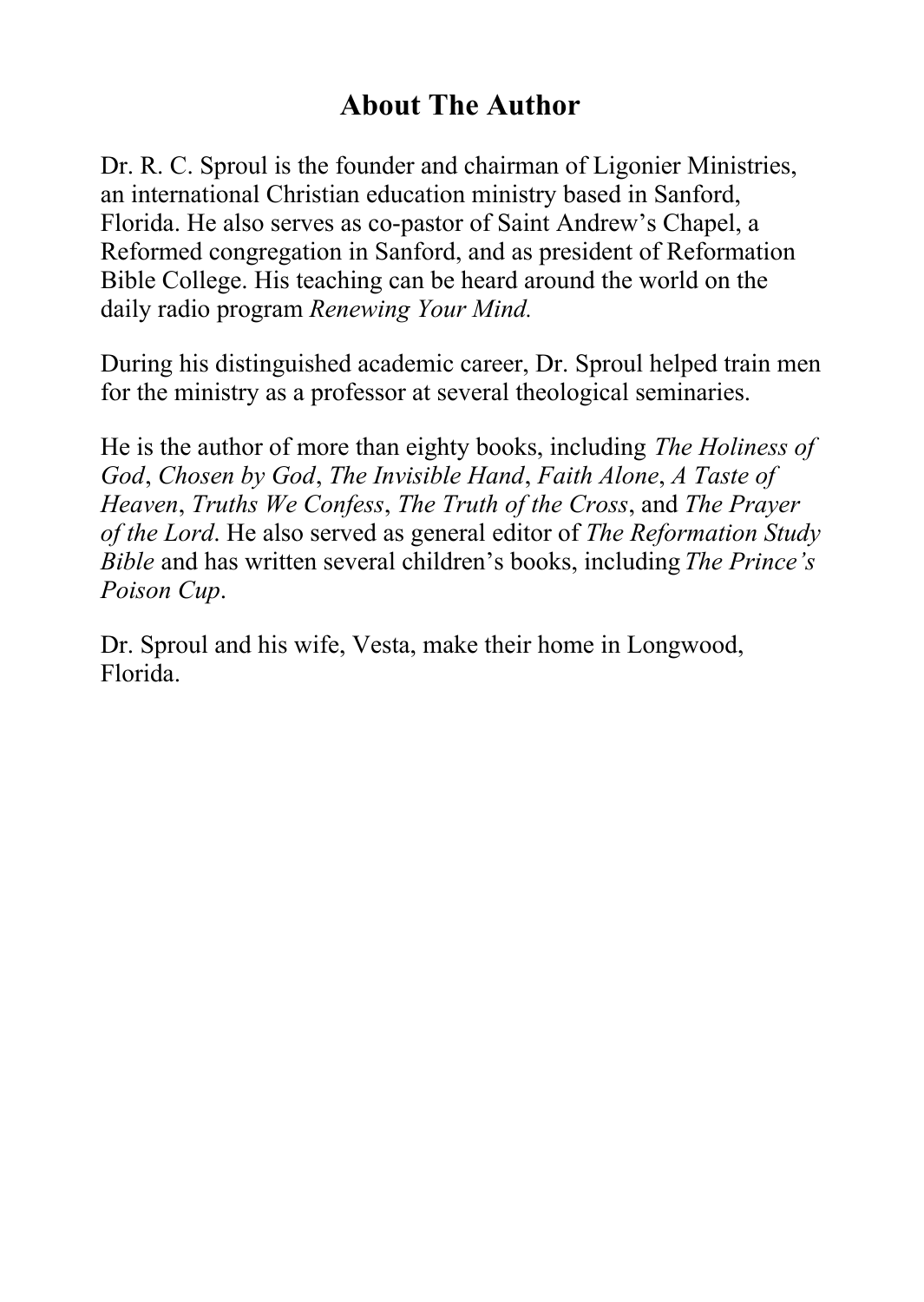## About The Author

Dr. R. C. Sproul is the founder and chairman of Ligonier Ministries, an international Christian education ministry based in Sanford, Florida. He also serves as co-pastor of Saint Andrew's Chapel, a Reformed congregation in Sanford, and as president of Reformation Bible College. His teaching can be heard around the world on the daily radio program *Renewing Your Mind.*

During his distinguished academic career, Dr. Sproul helped train men for the ministry as a professor at several theological seminaries.

He is the author of more than eighty books, including *The Holiness of God*, *Chosen by God*, *The Invisible Hand*, *Faith Alone*, *A Taste of Heaven*, *Truths We Confess*, *The Truth of the Cross*, and *The Prayer of the Lord*. He also served as general editor of *The Reformation Study Bible* and has written several children's books, including *The Prince's Poison Cup*.

Dr. Sproul and his wife, Vesta, make their home in Longwood, Florida.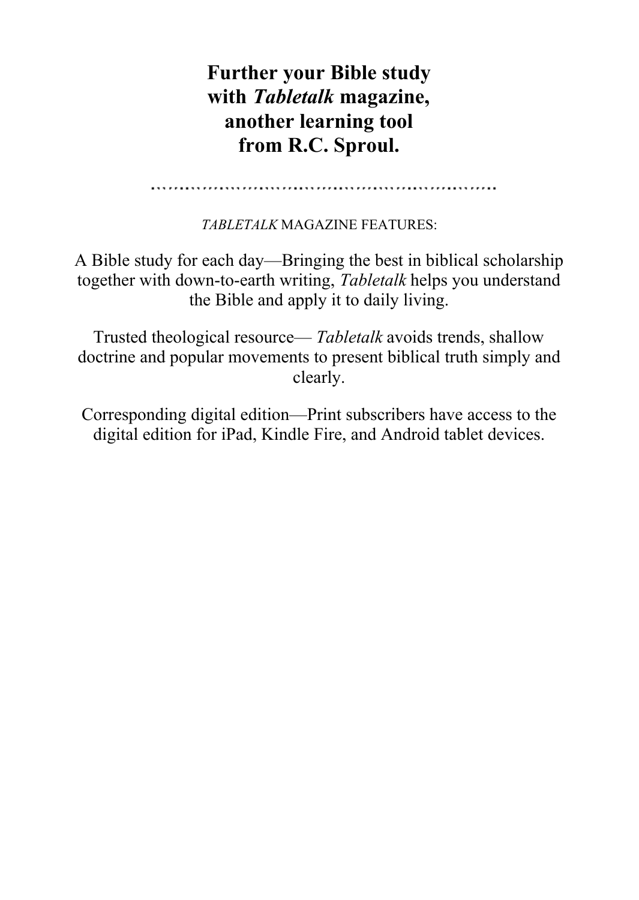# Further your Bible study with *Tabletalk* magazine, another learning tool from R.C. Sproul.

---

*TABLETALK* MAGAZINE FEATURES:

A Bible study for each day—Bringing the best in biblical scholarship together with down-to-earth writing, *Tabletalk* helps you understand the Bible and apply it to daily living.

Trusted theological resource— *Tabletalk* avoids trends, shallow doctrine and popular movements to present biblical truth simply and clearly.

Corresponding digital edition—Print subscribers have access to the digital edition for iPad, Kindle Fire, and Android tablet devices.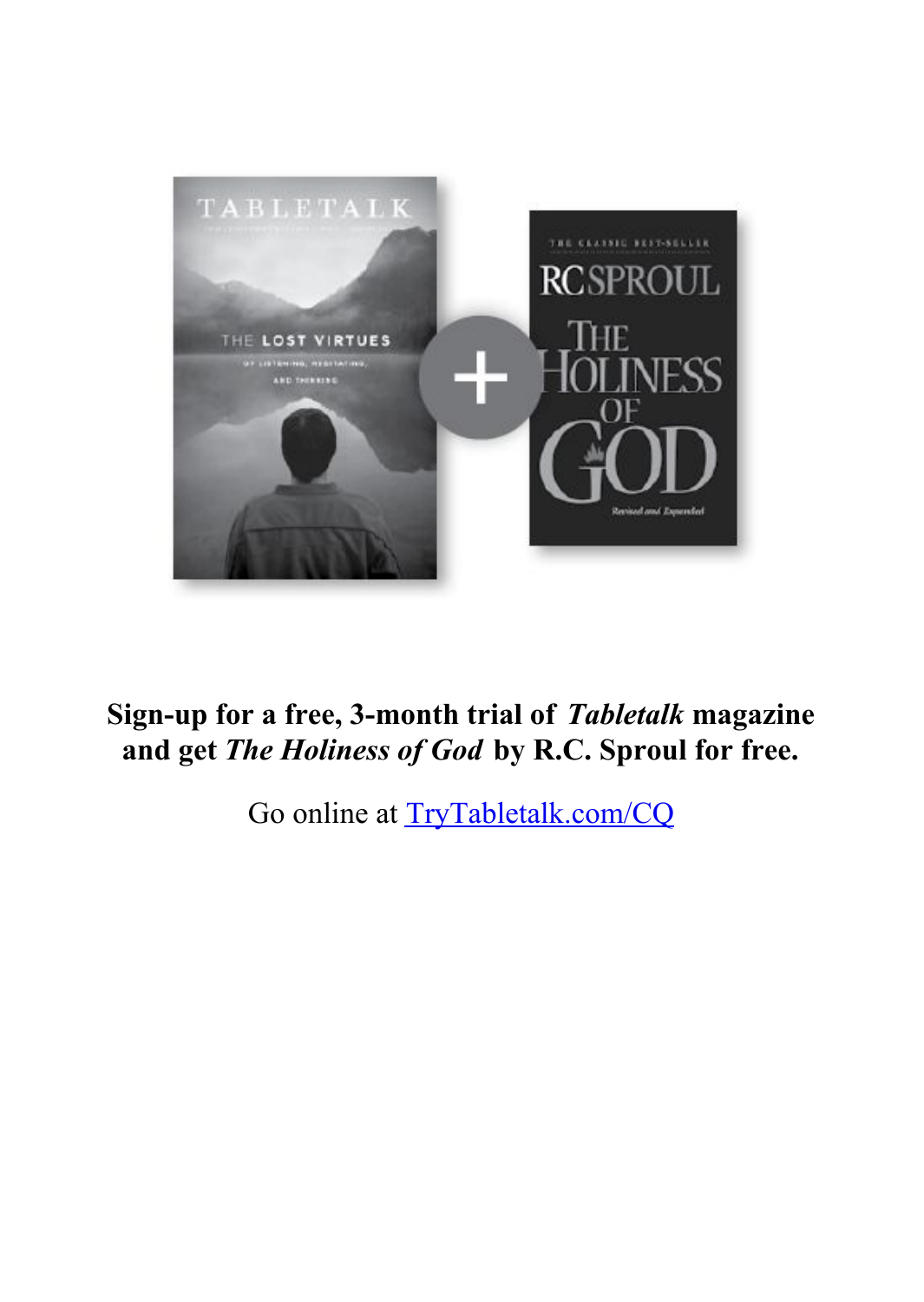**Sign-up for a free, 3-month trial of *Tabletalk* magazine and get *The Holiness of God* by R.C. Sproul for free.**

Go online at [TryTabletalk.com/CQ](TryTabletalk.com/CQ)